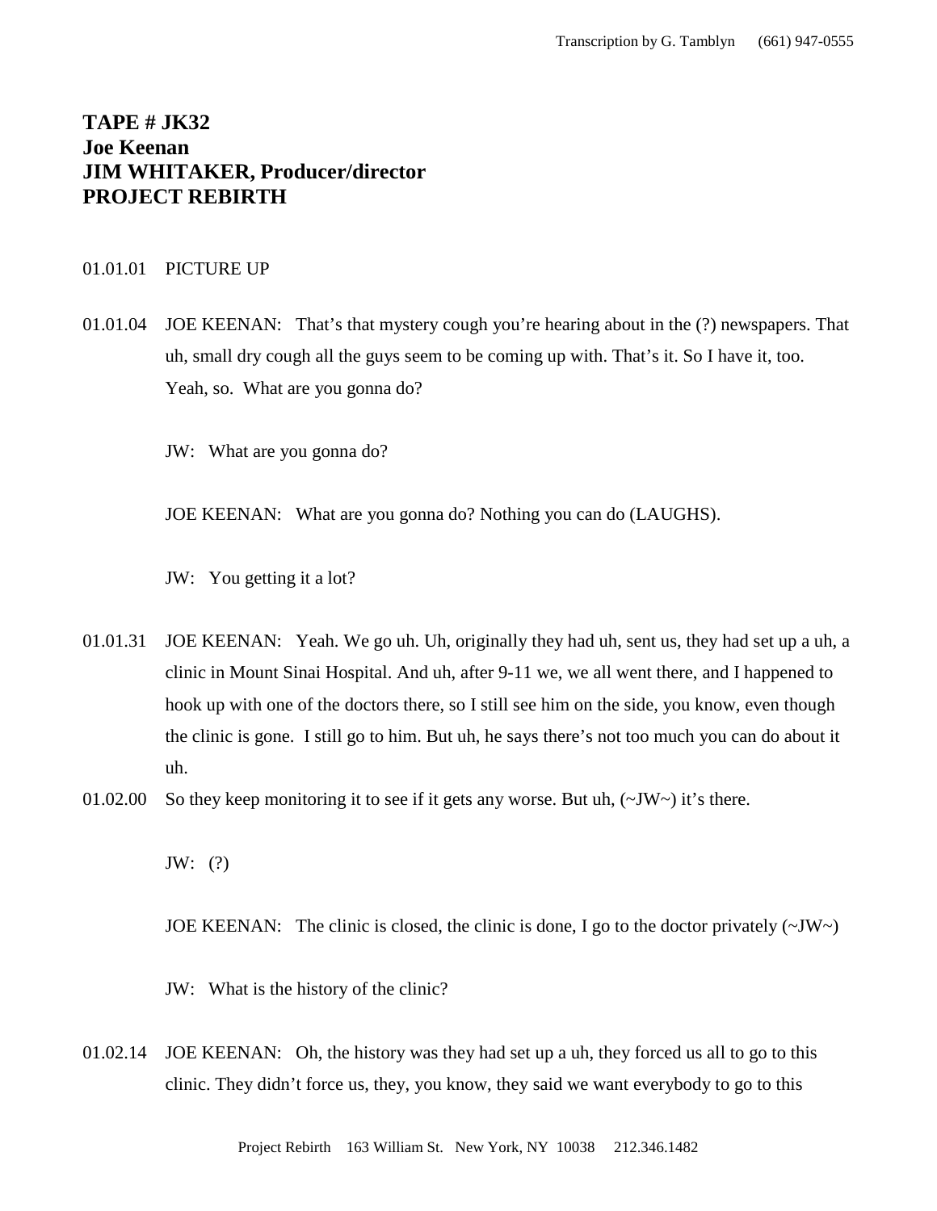**TAPE # JK32**
**Joe Keenan**
**JIM WHITAKER, Producer/director**
**PROJECT REBIRTH**

01.01.01 PICTURE UP

01.01.04 JOE KEENAN: That's that mystery cough you're hearing about in the (?) newspapers. That uh, small dry cough all the guys seem to be coming up with. That's it. So I have it, too. Yeah, so. What are you gonna do?

JW: What are you gonna do?

JOE KEENAN: What are you gonna do? Nothing you can do (LAUGHS).

JW: You getting it a lot?

01.01.31 JOE KEENAN: Yeah. We go uh. Uh, originally they had uh, sent us, they had set up a uh, a clinic in Mount Sinai Hospital. And uh, after 9-11 we, we all went there, and I happened to hook up with one of the doctors there, so I still see him on the side, you know, even though the clinic is gone. I still go to him. But uh, he says there's not too much you can do about it uh.

01.02.00 So they keep monitoring it to see if it gets any worse. But uh, (~JW~) it's there.

JW: (?)

JOE KEENAN: The clinic is closed, the clinic is done, I go to the doctor privately (~JW~)

JW: What is the history of the clinic?

01.02.14 JOE KEENAN: Oh, the history was they had set up a uh, they forced us all to go to this clinic. They didn't force us, they, you know, they said we want everybody to go to this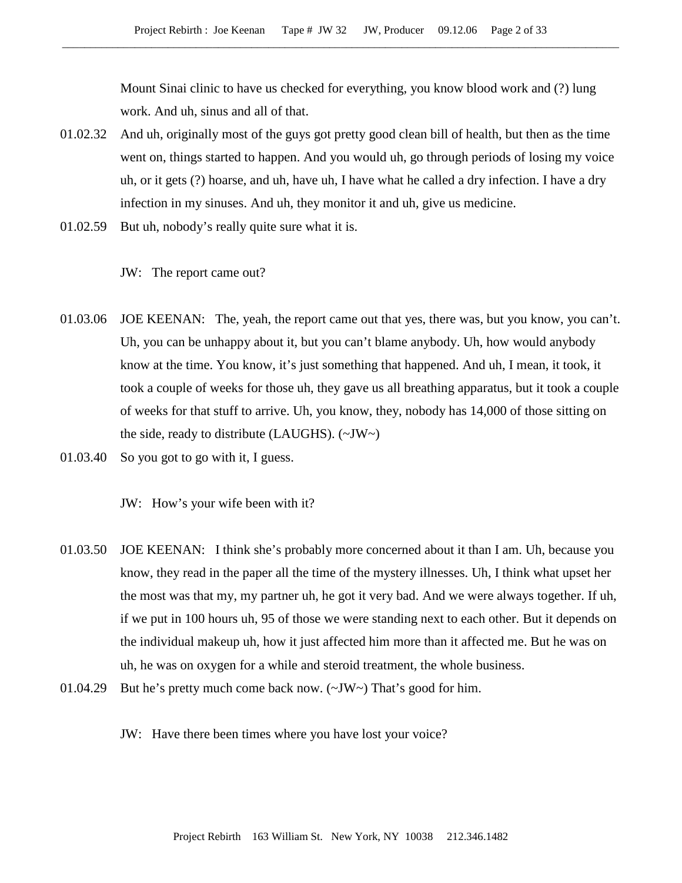Mount Sinai clinic to have us checked for everything, you know blood work and (?) lung work. And uh, sinus and all of that.

01.02.32 And uh, originally most of the guys got pretty good clean bill of health, but then as the time went on, things started to happen. And you would uh, go through periods of losing my voice uh, or it gets (?) hoarse, and uh, have uh, I have what he called a dry infection. I have a dry infection in my sinuses. And uh, they monitor it and uh, give us medicine.

01.02.59 But uh, nobody's really quite sure what it is.

JW: The report came out?

01.03.06 JOE KEENAN: The, yeah, the report came out that yes, there was, but you know, you can't. Uh, you can be unhappy about it, but you can't blame anybody. Uh, how would anybody know at the time. You know, it's just something that happened. And uh, I mean, it took, it took a couple of weeks for those uh, they gave us all breathing apparatus, but it took a couple of weeks for that stuff to arrive. Uh, you know, they, nobody has 14,000 of those sitting on the side, ready to distribute (LAUGHS). (~JW~)

01.03.40 So you got to go with it, I guess.

JW: How's your wife been with it?

01.03.50 JOE KEENAN: I think she's probably more concerned about it than I am. Uh, because you know, they read in the paper all the time of the mystery illnesses. Uh, I think what upset her the most was that my, my partner uh, he got it very bad. And we were always together. If uh, if we put in 100 hours uh, 95 of those we were standing next to each other. But it depends on the individual makeup uh, how it just affected him more than it affected me. But he was on uh, he was on oxygen for a while and steroid treatment, the whole business.

01.04.29 But he's pretty much come back now. (~JW~) That's good for him.

JW: Have there been times where you have lost your voice?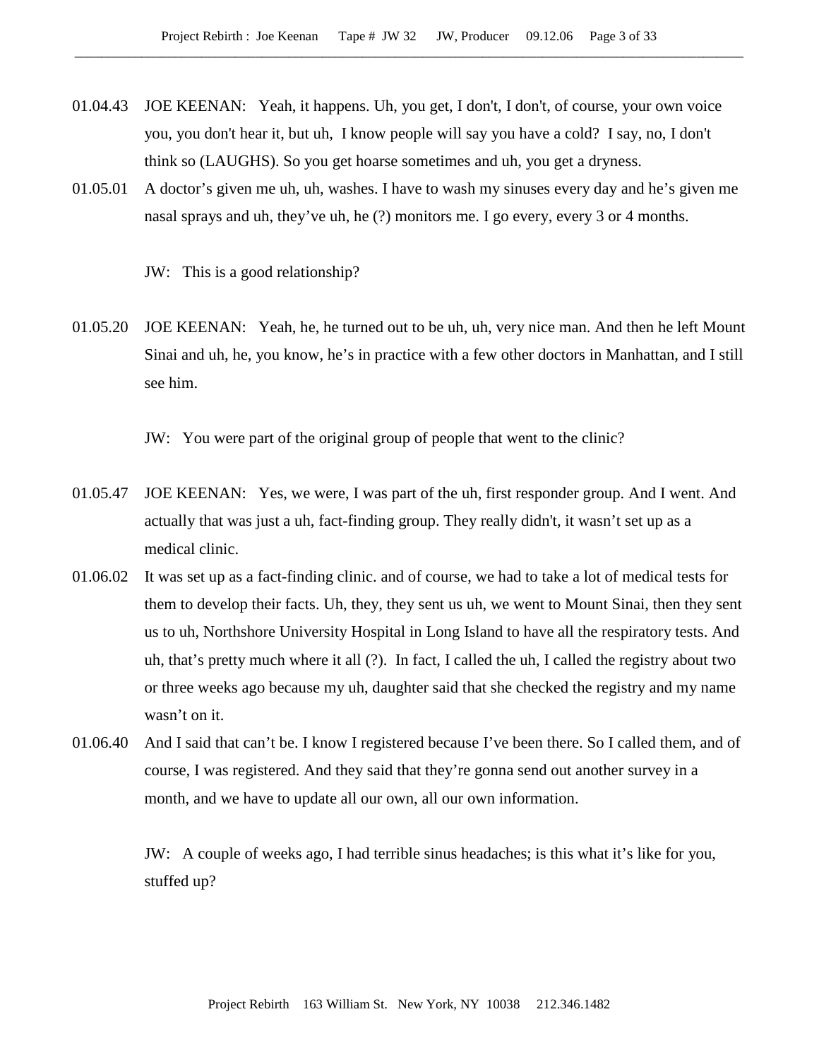01.04.43 JOE KEENAN: Yeah, it happens. Uh, you get, I don't, I don't, of course, your own voice you, you don't hear it, but uh, I know people will say you have a cold? I say, no, I don't think so (LAUGHS). So you get hoarse sometimes and uh, you get a dryness.

01.05.01 A doctor's given me uh, uh, washes. I have to wash my sinuses every day and he's given me nasal sprays and uh, they've uh, he (?) monitors me. I go every, every 3 or 4 months.

JW: This is a good relationship?

01.05.20 JOE KEENAN: Yeah, he, he turned out to be uh, uh, very nice man. And then he left Mount Sinai and uh, he, you know, he's in practice with a few other doctors in Manhattan, and I still see him.

JW: You were part of the original group of people that went to the clinic?

01.05.47 JOE KEENAN: Yes, we were, I was part of the uh, first responder group. And I went. And actually that was just a uh, fact-finding group. They really didn't, it wasn't set up as a medical clinic.

01.06.02 It was set up as a fact-finding clinic. and of course, we had to take a lot of medical tests for them to develop their facts. Uh, they, they sent us uh, we went to Mount Sinai, then they sent us to uh, Northshore University Hospital in Long Island to have all the respiratory tests. And uh, that's pretty much where it all (?). In fact, I called the uh, I called the registry about two or three weeks ago because my uh, daughter said that she checked the registry and my name wasn't on it.

01.06.40 And I said that can't be. I know I registered because I've been there. So I called them, and of course, I was registered. And they said that they're gonna send out another survey in a month, and we have to update all our own, all our own information.

JW: A couple of weeks ago, I had terrible sinus headaches; is this what it's like for you, stuffed up?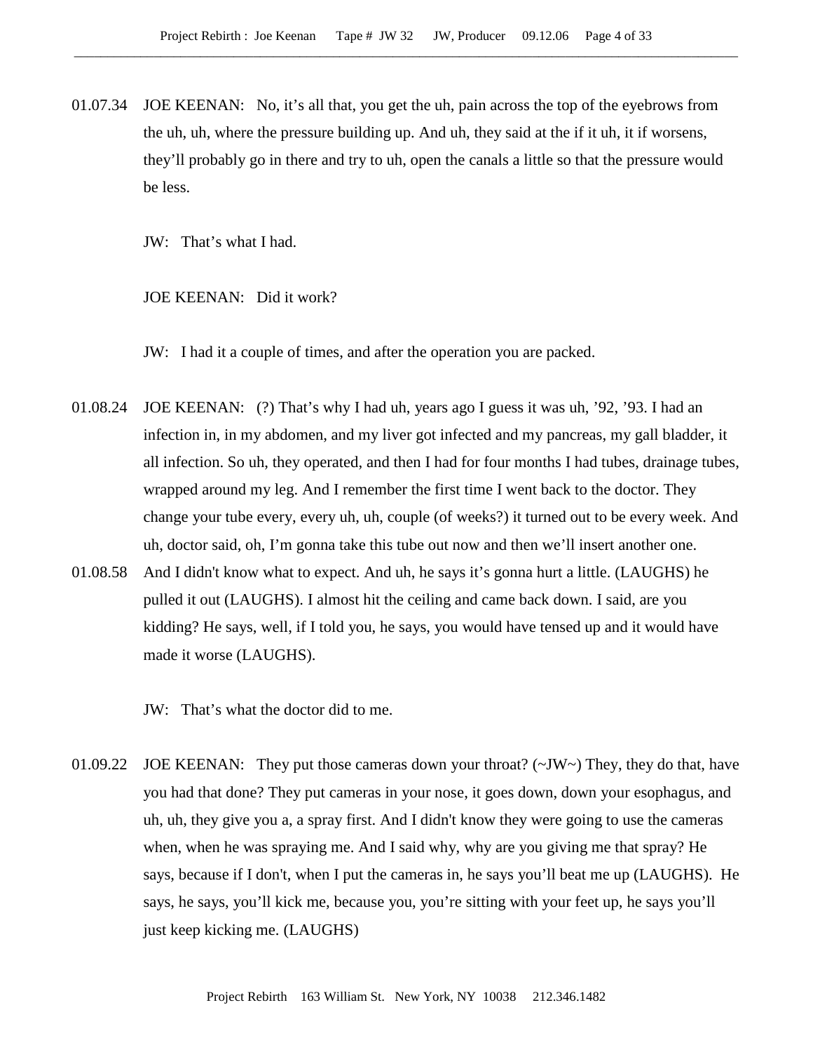01.07.34 JOE KEENAN: No, it's all that, you get the uh, pain across the top of the eyebrows from the uh, uh, where the pressure building up. And uh, they said at the if it uh, it if worsens, they'll probably go in there and try to uh, open the canals a little so that the pressure would be less.

JW: That's what I had.

JOE KEENAN: Did it work?

JW: I had it a couple of times, and after the operation you are packed.

01.08.24 JOE KEENAN: (?) That's why I had uh, years ago I guess it was uh, '92, '93. I had an infection in, in my abdomen, and my liver got infected and my pancreas, my gall bladder, it all infection. So uh, they operated, and then I had for four months I had tubes, drainage tubes, wrapped around my leg. And I remember the first time I went back to the doctor. They change your tube every, every uh, uh, couple (of weeks?) it turned out to be every week. And uh, doctor said, oh, I'm gonna take this tube out now and then we'll insert another one.

01.08.58 And I didn't know what to expect. And uh, he says it's gonna hurt a little. (LAUGHS) he pulled it out (LAUGHS). I almost hit the ceiling and came back down. I said, are you kidding? He says, well, if I told you, he says, you would have tensed up and it would have made it worse (LAUGHS).

JW: That's what the doctor did to me.

01.09.22 JOE KEENAN: They put those cameras down your throat? (~JW~) They, they do that, have you had that done? They put cameras in your nose, it goes down, down your esophagus, and uh, uh, they give you a, a spray first. And I didn't know they were going to use the cameras when, when he was spraying me. And I said why, why are you giving me that spray? He says, because if I don't, when I put the cameras in, he says you'll beat me up (LAUGHS). He says, he says, you'll kick me, because you, you're sitting with your feet up, he says you'll just keep kicking me. (LAUGHS)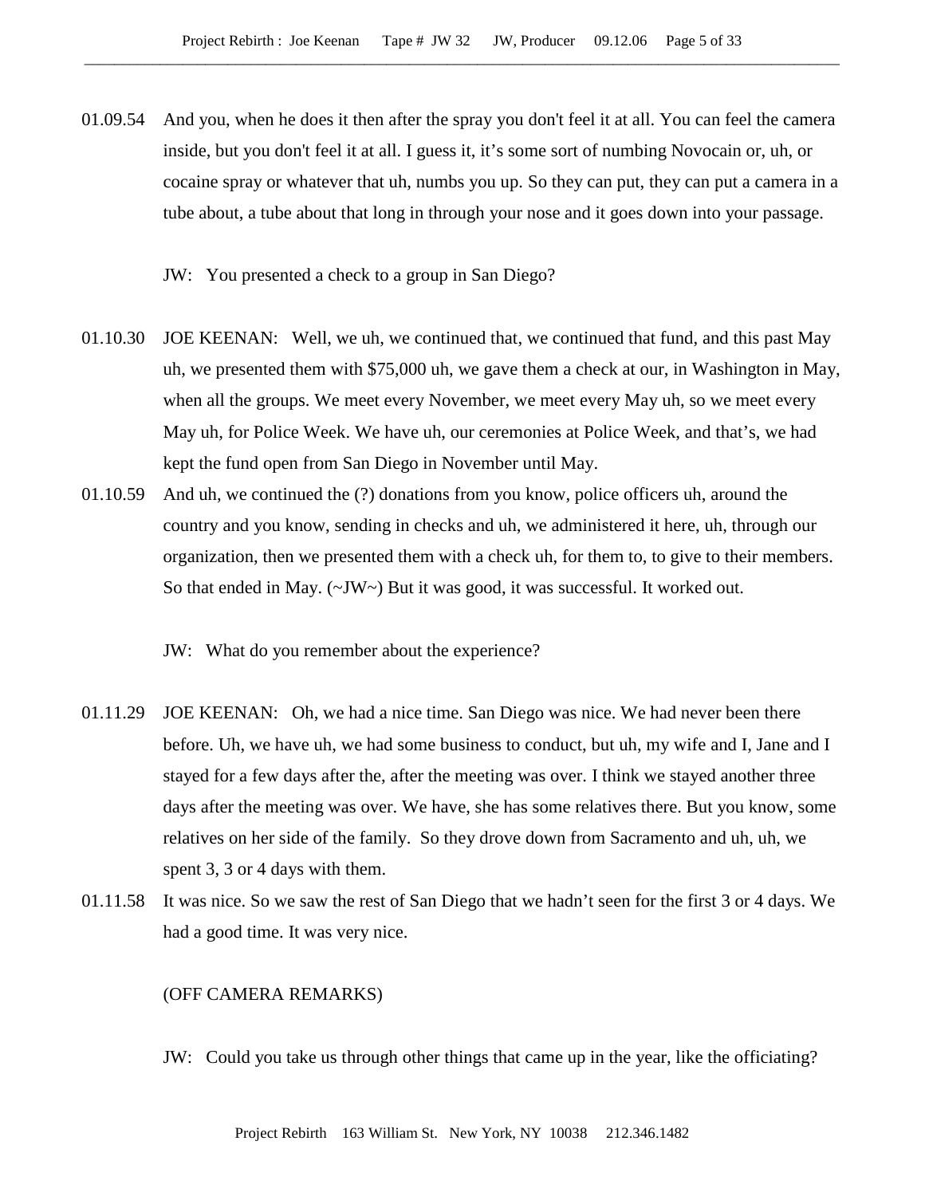01.09.54 And you, when he does it then after the spray you don't feel it at all. You can feel the camera inside, but you don't feel it at all. I guess it, it's some sort of numbing Novocain or, uh, or cocaine spray or whatever that uh, numbs you up. So they can put, they can put a camera in a tube about, a tube about that long in through your nose and it goes down into your passage.

JW: You presented a check to a group in San Diego?

01.10.30 JOE KEENAN: Well, we uh, we continued that, we continued that fund, and this past May uh, we presented them with $75,000 uh, we gave them a check at our, in Washington in May, when all the groups. We meet every November, we meet every May uh, so we meet every May uh, for Police Week. We have uh, our ceremonies at Police Week, and that's, we had kept the fund open from San Diego in November until May.

01.10.59 And uh, we continued the (?) donations from you know, police officers uh, around the country and you know, sending in checks and uh, we administered it here, uh, through our organization, then we presented them with a check uh, for them to, to give to their members. So that ended in May. (~JW~) But it was good, it was successful. It worked out.

JW: What do you remember about the experience?

01.11.29 JOE KEENAN: Oh, we had a nice time. San Diego was nice. We had never been there before. Uh, we have uh, we had some business to conduct, but uh, my wife and I, Jane and I stayed for a few days after the, after the meeting was over. I think we stayed another three days after the meeting was over. We have, she has some relatives there. But you know, some relatives on her side of the family. So they drove down from Sacramento and uh, uh, we spent 3, 3 or 4 days with them.

01.11.58 It was nice. So we saw the rest of San Diego that we hadn't seen for the first 3 or 4 days. We had a good time. It was very nice.

(OFF CAMERA REMARKS)

JW: Could you take us through other things that came up in the year, like the officiating?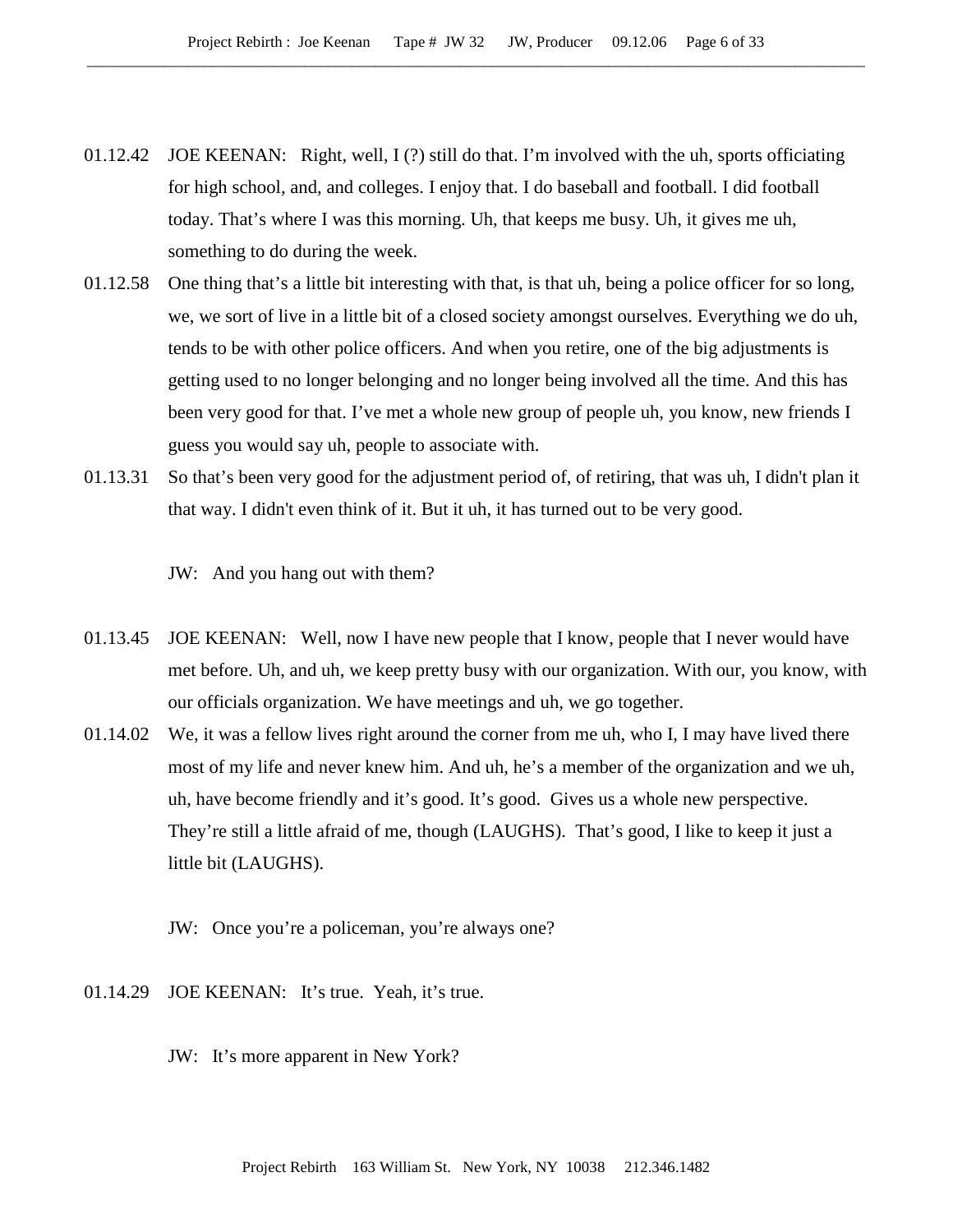01.12.42 JOE KEENAN: Right, well, I (?) still do that. I'm involved with the uh, sports officiating for high school, and, and colleges. I enjoy that. I do baseball and football. I did football today. That's where I was this morning. Uh, that keeps me busy. Uh, it gives me uh, something to do during the week.

01.12.58 One thing that's a little bit interesting with that, is that uh, being a police officer for so long, we, we sort of live in a little bit of a closed society amongst ourselves. Everything we do uh, tends to be with other police officers. And when you retire, one of the big adjustments is getting used to no longer belonging and no longer being involved all the time. And this has been very good for that. I've met a whole new group of people uh, you know, new friends I guess you would say uh, people to associate with.

01.13.31 So that's been very good for the adjustment period of, of retiring, that was uh, I didn't plan it that way. I didn't even think of it. But it uh, it has turned out to be very good.

JW: And you hang out with them?

01.13.45 JOE KEENAN: Well, now I have new people that I know, people that I never would have met before. Uh, and uh, we keep pretty busy with our organization. With our, you know, with our officials organization. We have meetings and uh, we go together.

01.14.02 We, it was a fellow lives right around the corner from me uh, who I, I may have lived there most of my life and never knew him. And uh, he's a member of the organization and we uh, uh, have become friendly and it's good. It's good. Gives us a whole new perspective. They're still a little afraid of me, though (LAUGHS). That's good, I like to keep it just a little bit (LAUGHS).

JW: Once you're a policeman, you're always one?

01.14.29 JOE KEENAN: It's true. Yeah, it's true.

JW: It's more apparent in New York?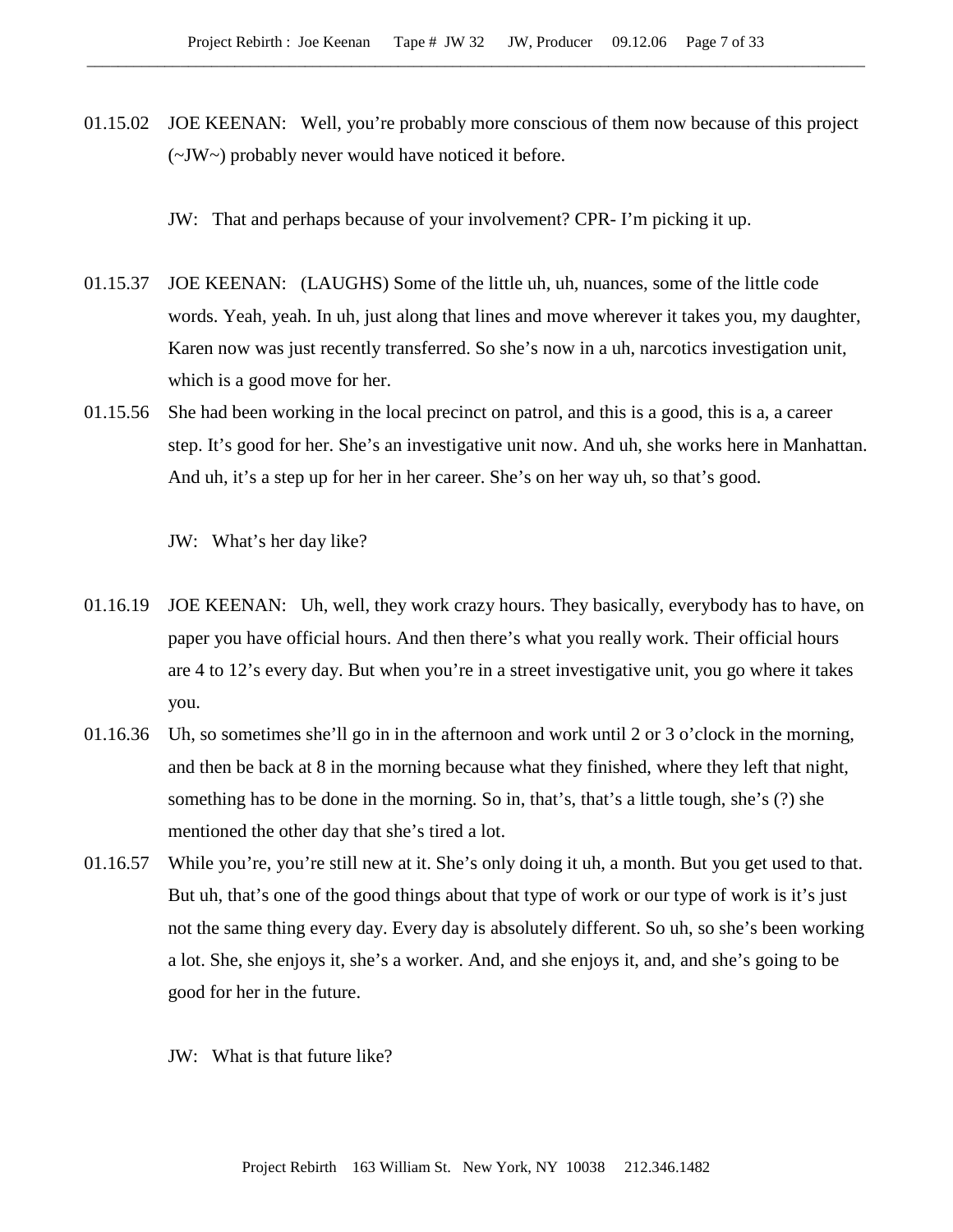01.15.02 JOE KEENAN: Well, you're probably more conscious of them now because of this project (~JW~) probably never would have noticed it before.

JW: That and perhaps because of your involvement? CPR- I'm picking it up.

01.15.37 JOE KEENAN: (LAUGHS) Some of the little uh, uh, nuances, some of the little code words. Yeah, yeah. In uh, just along that lines and move wherever it takes you, my daughter, Karen now was just recently transferred. So she's now in a uh, narcotics investigation unit, which is a good move for her.

01.15.56 She had been working in the local precinct on patrol, and this is a good, this is a, a career step. It's good for her. She's an investigative unit now. And uh, she works here in Manhattan. And uh, it's a step up for her in her career. She's on her way uh, so that's good.

JW: What's her day like?

01.16.19 JOE KEENAN: Uh, well, they work crazy hours. They basically, everybody has to have, on paper you have official hours. And then there's what you really work. Their official hours are 4 to 12's every day. But when you're in a street investigative unit, you go where it takes you.

01.16.36 Uh, so sometimes she'll go in in the afternoon and work until 2 or 3 o'clock in the morning, and then be back at 8 in the morning because what they finished, where they left that night, something has to be done in the morning. So in, that's, that's a little tough, she's (?) she mentioned the other day that she's tired a lot.

01.16.57 While you're, you're still new at it. She's only doing it uh, a month. But you get used to that. But uh, that's one of the good things about that type of work or our type of work is it's just not the same thing every day. Every day is absolutely different. So uh, so she's been working a lot. She, she enjoys it, she's a worker. And, and she enjoys it, and, and she's going to be good for her in the future.

JW: What is that future like?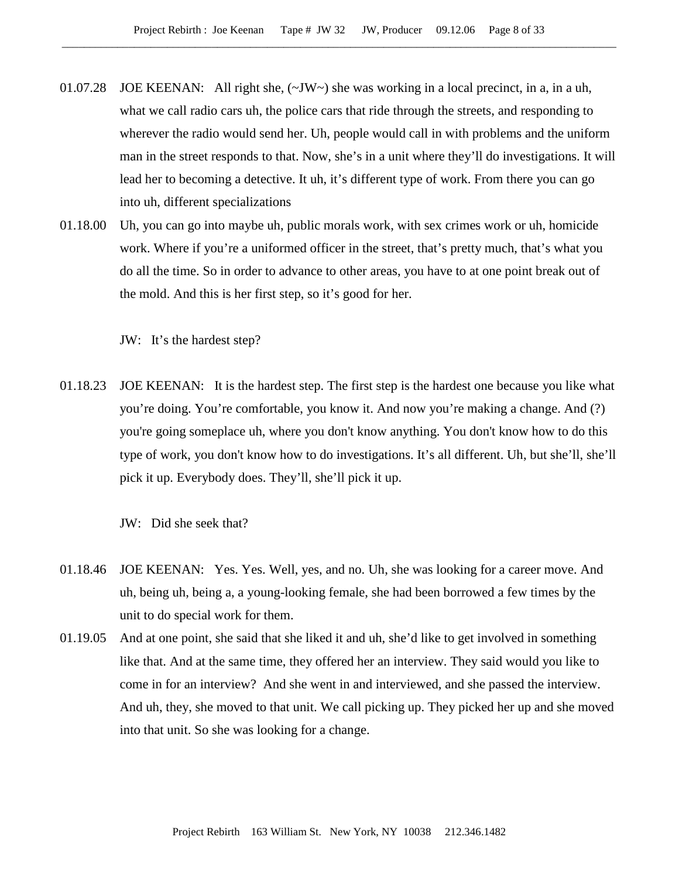01.07.28 JOE KEENAN: All right she, (~JW~) she was working in a local precinct, in a, in a uh, what we call radio cars uh, the police cars that ride through the streets, and responding to wherever the radio would send her. Uh, people would call in with problems and the uniform man in the street responds to that. Now, she's in a unit where they'll do investigations. It will lead her to becoming a detective. It uh, it's different type of work. From there you can go into uh, different specializations

01.18.00 Uh, you can go into maybe uh, public morals work, with sex crimes work or uh, homicide work. Where if you're a uniformed officer in the street, that's pretty much, that's what you do all the time. So in order to advance to other areas, you have to at one point break out of the mold. And this is her first step, so it's good for her.

JW: It's the hardest step?

01.18.23 JOE KEENAN: It is the hardest step. The first step is the hardest one because you like what you're doing. You're comfortable, you know it. And now you're making a change. And (?) you're going someplace uh, where you don't know anything. You don't know how to do this type of work, you don't know how to do investigations. It's all different. Uh, but she'll, she'll pick it up. Everybody does. They'll, she'll pick it up.

JW: Did she seek that?

01.18.46 JOE KEENAN: Yes. Yes. Well, yes, and no. Uh, she was looking for a career move. And uh, being uh, being a, a young-looking female, she had been borrowed a few times by the unit to do special work for them.

01.19.05 And at one point, she said that she liked it and uh, she'd like to get involved in something like that. And at the same time, they offered her an interview. They said would you like to come in for an interview? And she went in and interviewed, and she passed the interview. And uh, they, she moved to that unit. We call picking up. They picked her up and she moved into that unit. So she was looking for a change.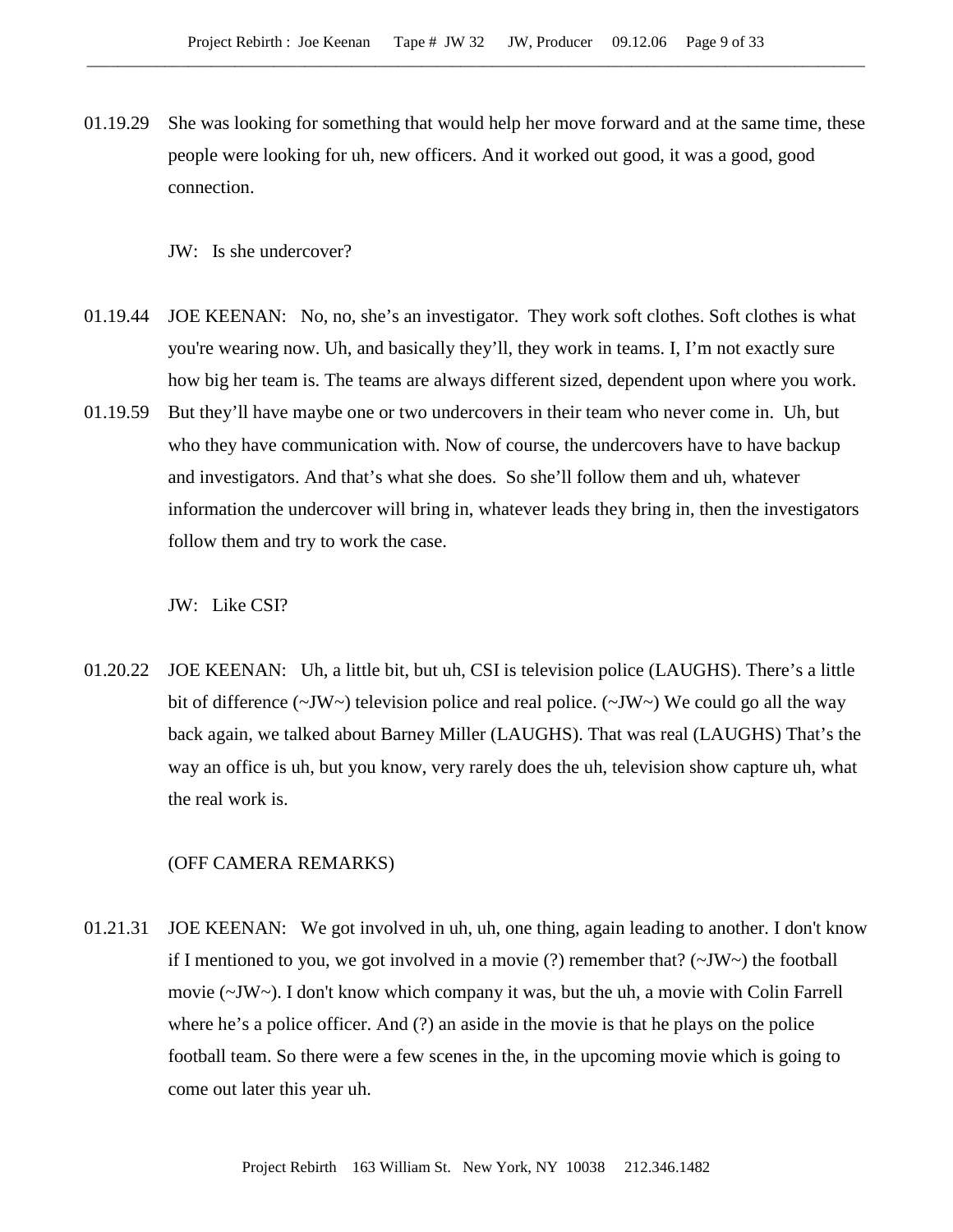01.19.29 She was looking for something that would help her move forward and at the same time, these people were looking for uh, new officers. And it worked out good, it was a good, good connection.

JW: Is she undercover?

01.19.44 JOE KEENAN: No, no, she's an investigator. They work soft clothes. Soft clothes is what you're wearing now. Uh, and basically they'll, they work in teams. I, I'm not exactly sure how big her team is. The teams are always different sized, dependent upon where you work.

01.19.59 But they'll have maybe one or two undercovers in their team who never come in. Uh, but who they have communication with. Now of course, the undercovers have to have backup and investigators. And that's what she does. So she'll follow them and uh, whatever information the undercover will bring in, whatever leads they bring in, then the investigators follow them and try to work the case.

JW: Like CSI?

01.20.22 JOE KEENAN: Uh, a little bit, but uh, CSI is television police (LAUGHS). There's a little bit of difference (~JW~) television police and real police. (~JW~) We could go all the way back again, we talked about Barney Miller (LAUGHS). That was real (LAUGHS) That's the way an office is uh, but you know, very rarely does the uh, television show capture uh, what the real work is.

(OFF CAMERA REMARKS)

01.21.31 JOE KEENAN: We got involved in uh, uh, one thing, again leading to another. I don't know if I mentioned to you, we got involved in a movie (?) remember that? (~JW~) the football movie (~JW~). I don't know which company it was, but the uh, a movie with Colin Farrell where he's a police officer. And (?) an aside in the movie is that he plays on the police football team. So there were a few scenes in the, in the upcoming movie which is going to come out later this year uh.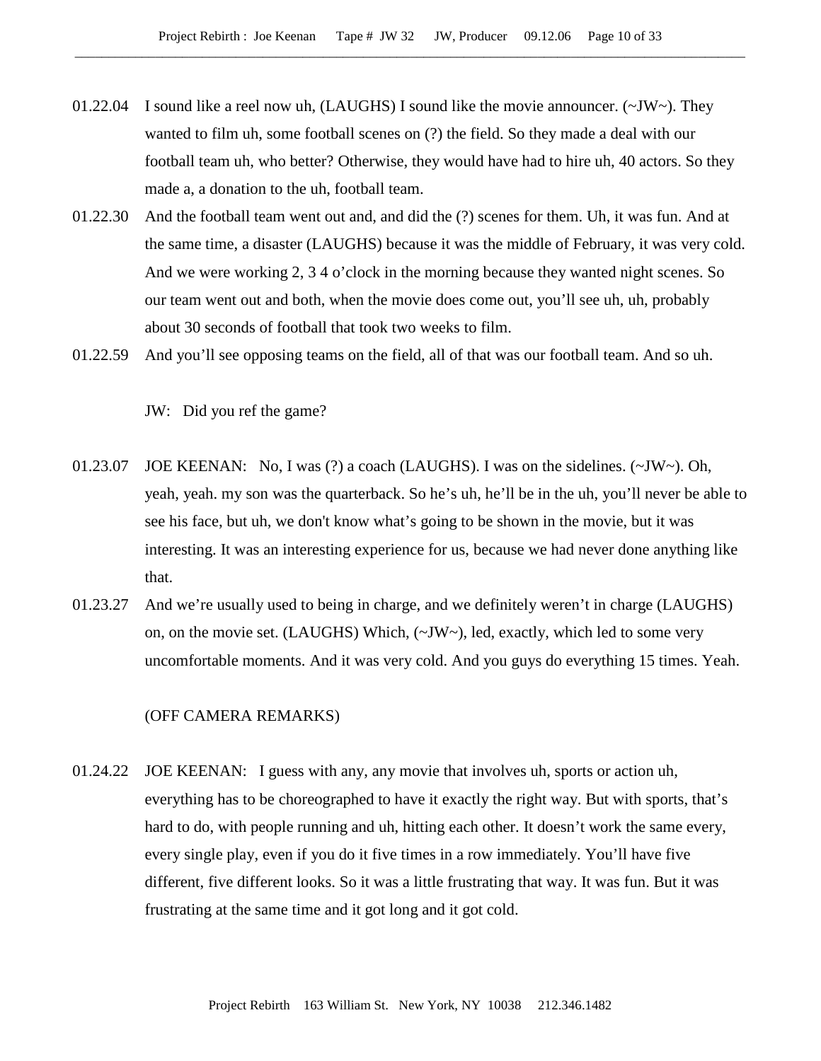01.22.04 I sound like a reel now uh, (LAUGHS) I sound like the movie announcer. (~JW~). They wanted to film uh, some football scenes on (?) the field. So they made a deal with our football team uh, who better? Otherwise, they would have had to hire uh, 40 actors. So they made a, a donation to the uh, football team.

01.22.30 And the football team went out and, and did the (?) scenes for them. Uh, it was fun. And at the same time, a disaster (LAUGHS) because it was the middle of February, it was very cold. And we were working 2, 3 4 o'clock in the morning because they wanted night scenes. So our team went out and both, when the movie does come out, you'll see uh, uh, probably about 30 seconds of football that took two weeks to film.

01.22.59 And you'll see opposing teams on the field, all of that was our football team. And so uh.

JW: Did you ref the game?

01.23.07 JOE KEENAN: No, I was (?) a coach (LAUGHS). I was on the sidelines. (~JW~). Oh, yeah, yeah. my son was the quarterback. So he's uh, he'll be in the uh, you'll never be able to see his face, but uh, we don't know what's going to be shown in the movie, but it was interesting. It was an interesting experience for us, because we had never done anything like that.

01.23.27 And we're usually used to being in charge, and we definitely weren't in charge (LAUGHS) on, on the movie set. (LAUGHS) Which, (~JW~), led, exactly, which led to some very uncomfortable moments. And it was very cold. And you guys do everything 15 times. Yeah.

(OFF CAMERA REMARKS)

01.24.22 JOE KEENAN: I guess with any, any movie that involves uh, sports or action uh, everything has to be choreographed to have it exactly the right way. But with sports, that's hard to do, with people running and uh, hitting each other. It doesn't work the same every, every single play, even if you do it five times in a row immediately. You'll have five different, five different looks. So it was a little frustrating that way. It was fun. But it was frustrating at the same time and it got long and it got cold.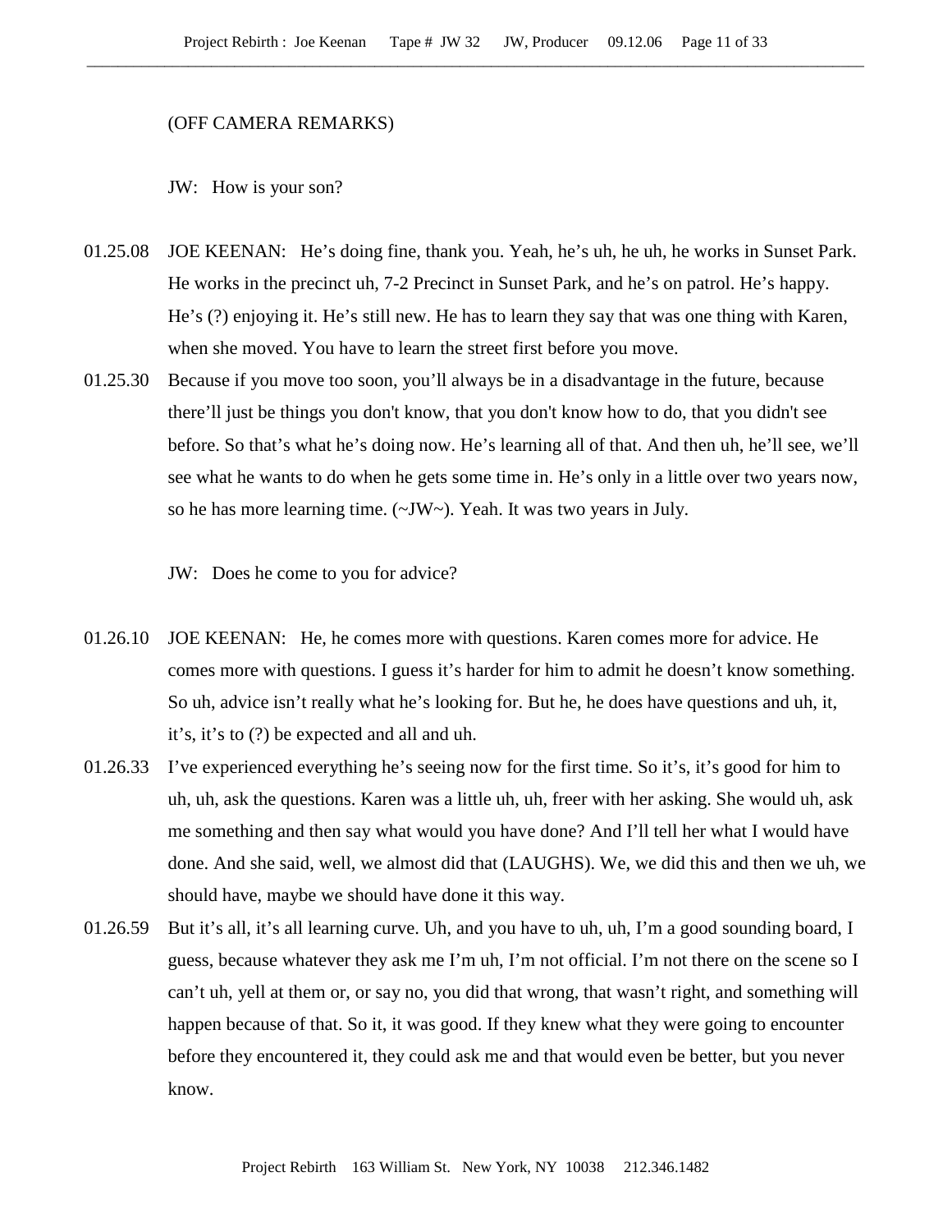(OFF CAMERA REMARKS)

JW: How is your son?

01.25.08 JOKE KEENAN: He's doing fine, thank you. Yeah, he's uh, he uh, he works in Sunset Park. He works in the precinct uh, 7-2 Precinct in Sunset Park, and he's on patrol. He's happy. He's (?) enjoying it. He's still new. He has to learn they say that was one thing with Karen, when she moved. You have to learn the street first before you move.

01.25.30 Because if you move too soon, you'll always be in a disadvantage in the future, because there'll just be things you don't know, that you don't know how to do, that you didn't see before. So that's what he's doing now. He's learning all of that. And then uh, he'll see, we'll see what he wants to do when he gets some time in. He's only in a little over two years now, so he has more learning time. (~JW~). Yeah. It was two years in July.

JW: Does he come to you for advice?

01.26.10 JOE KEENAN: He, he comes more with questions. Karen comes more for advice. He comes more with questions. I guess it's harder for him to admit he doesn't know something. So uh, advice isn't really what he's looking for. But he, he does have questions and uh, it, it's, it's to (?) be expected and all and uh.

01.26.33 I've experienced everything he's seeing now for the first time. So it's, it's good for him to uh, uh, ask the questions. Karen was a little uh, uh, freer with her asking. She would uh, ask me something and then say what would you have done? And I'll tell her what I would have done. And she said, well, we almost did that (LAUGHS). We, we did this and then we uh, we should have, maybe we should have done it this way.

01.26.59 But it's all, it's all learning curve. Uh, and you have to uh, uh, I'm a good sounding board, I guess, because whatever they ask me I'm uh, I'm not official. I'm not there on the scene so I can't uh, yell at them or, or say no, you did that wrong, that wasn't right, and something will happen because of that. So it, it was good. If they knew what they were going to encounter before they encountered it, they could ask me and that would even be better, but you never know.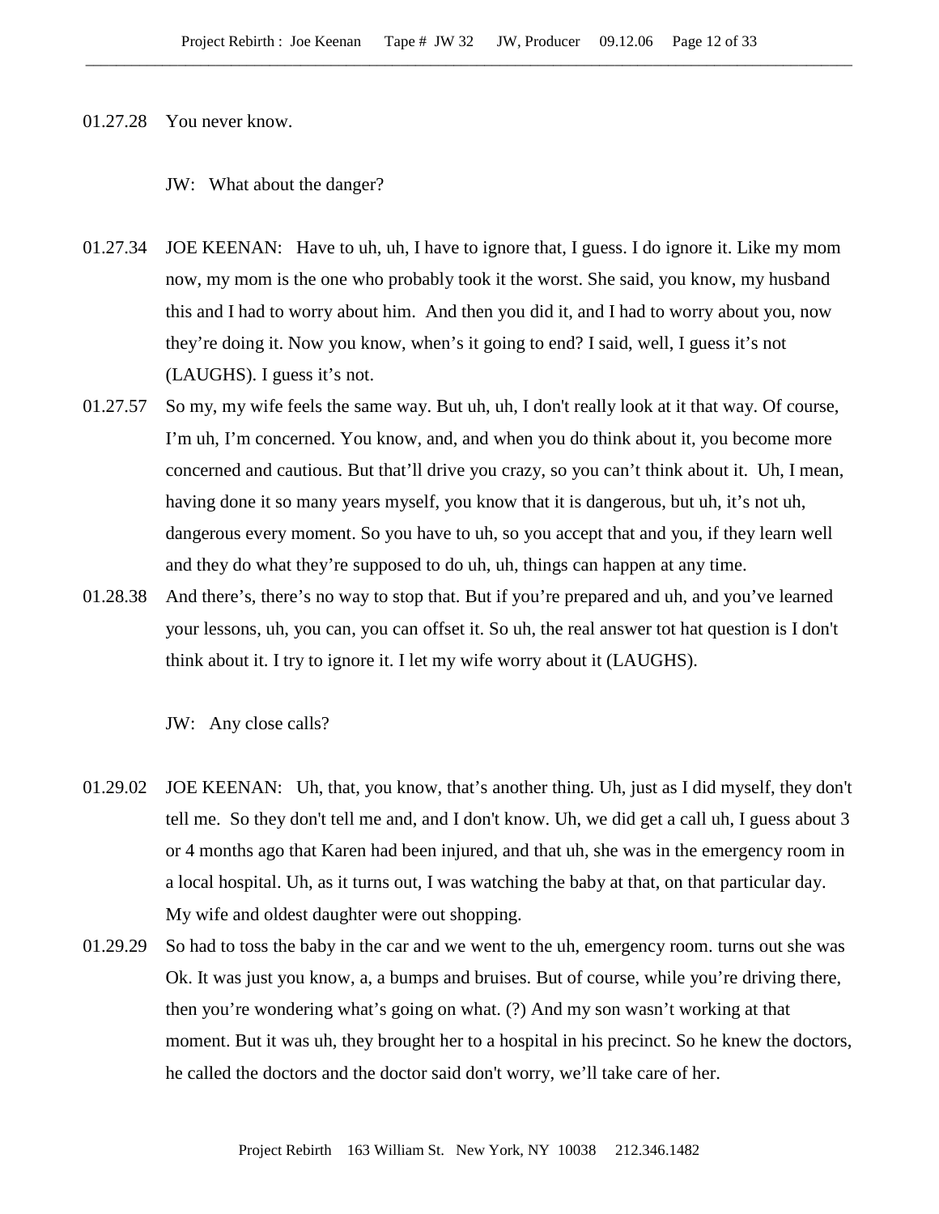01.27.28 You never know.

JW: What about the danger?

01.27.34 JOE KEENAN: Have to uh, uh, I have to ignore that, I guess. I do ignore it. Like my mom now, my mom is the one who probably took it the worst. She said, you know, my husband this and I had to worry about him. And then you did it, and I had to worry about you, now they're doing it. Now you know, when's it going to end? I said, well, I guess it's not (LAUGHS). I guess it's not.

01.27.57 So my, my wife feels the same way. But uh, uh, I don't really look at it that way. Of course, I'm uh, I'm concerned. You know, and, and when you do think about it, you become more concerned and cautious. But that'll drive you crazy, so you can't think about it. Uh, I mean, having done it so many years myself, you know that it is dangerous, but uh, it's not uh, dangerous every moment. So you have to uh, so you accept that and you, if they learn well and they do what they're supposed to do uh, uh, things can happen at any time.

01.28.38 And there's, there's no way to stop that. But if you're prepared and uh, and you've learned your lessons, uh, you can, you can offset it. So uh, the real answer tot hat question is I don't think about it. I try to ignore it. I let my wife worry about it (LAUGHS).

JW: Any close calls?

01.29.02 JOE KEENAN: Uh, that, you know, that's another thing. Uh, just as I did myself, they don't tell me. So they don't tell me and, and I don't know. Uh, we did get a call uh, I guess about 3 or 4 months ago that Karen had been injured, and that uh, she was in the emergency room in a local hospital. Uh, as it turns out, I was watching the baby at that, on that particular day. My wife and oldest daughter were out shopping.

01.29.29 So had to toss the baby in the car and we went to the uh, emergency room. turns out she was Ok. It was just you know, a, a bumps and bruises. But of course, while you're driving there, then you're wondering what's going on what. (?) And my son wasn't working at that moment. But it was uh, they brought her to a hospital in his precinct. So he knew the doctors, he called the doctors and the doctor said don't worry, we'll take care of her.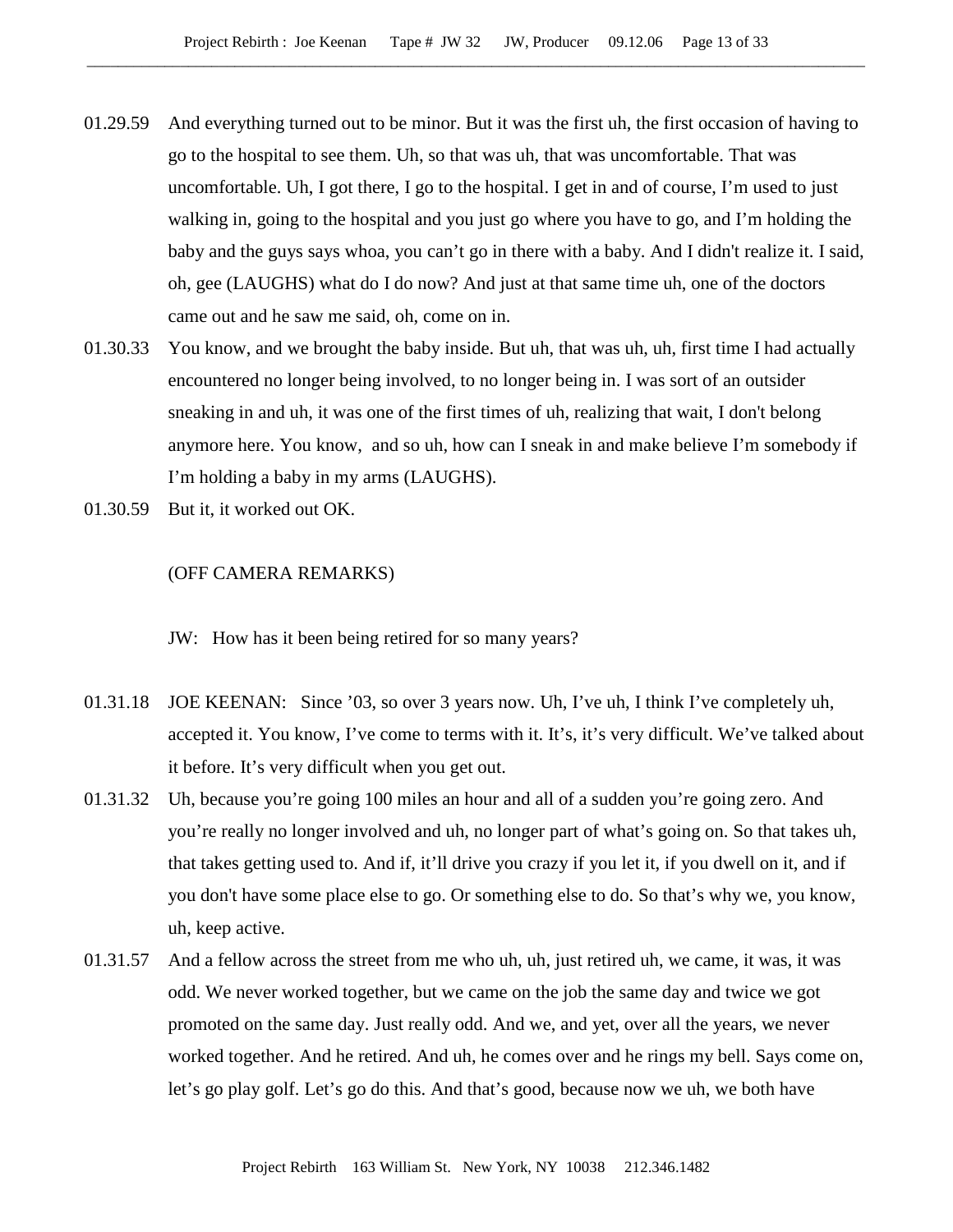01.29.59 And everything turned out to be minor. But it was the first uh, the first occasion of having to go to the hospital to see them. Uh, so that was uh, that was uncomfortable. That was uncomfortable. Uh, I got there, I go to the hospital. I get in and of course, I'm used to just walking in, going to the hospital and you just go where you have to go, and I'm holding the baby and the guys says whoa, you can't go in there with a baby. And I didn't realize it. I said, oh, gee (LAUGHS) what do I do now? And just at that same time uh, one of the doctors came out and he saw me said, oh, come on in.

01.30.33 You know, and we brought the baby inside. But uh, that was uh, uh, first time I had actually encountered no longer being involved, to no longer being in. I was sort of an outsider sneaking in and uh, it was one of the first times of uh, realizing that wait, I don't belong anymore here. You know, and so uh, how can I sneak in and make believe I'm somebody if I'm holding a baby in my arms (LAUGHS).

01.30.59 But it, it worked out OK.

(OFF CAMERA REMARKS)

JW: How has it been being retired for so many years?

01.31.18 JOE KEENAN: Since '03, so over 3 years now. Uh, I've uh, I think I've completely uh, accepted it. You know, I've come to terms with it. It's, it's very difficult. We've talked about it before. It's very difficult when you get out.

01.31.32 Uh, because you're going 100 miles an hour and all of a sudden you're going zero. And you're really no longer involved and uh, no longer part of what's going on. So that takes uh, that takes getting used to. And if, it'll drive you crazy if you let it, if you dwell on it, and if you don't have some place else to go. Or something else to do. So that's why we, you know, uh, keep active.

01.31.57 And a fellow across the street from me who uh, uh, just retired uh, we came, it was, it was odd. We never worked together, but we came on the job the same day and twice we got promoted on the same day. Just really odd. And we, and yet, over all the years, we never worked together. And he retired. And uh, he comes over and he rings my bell. Says come on, let's go play golf. Let's go do this. And that's good, because now we uh, we both have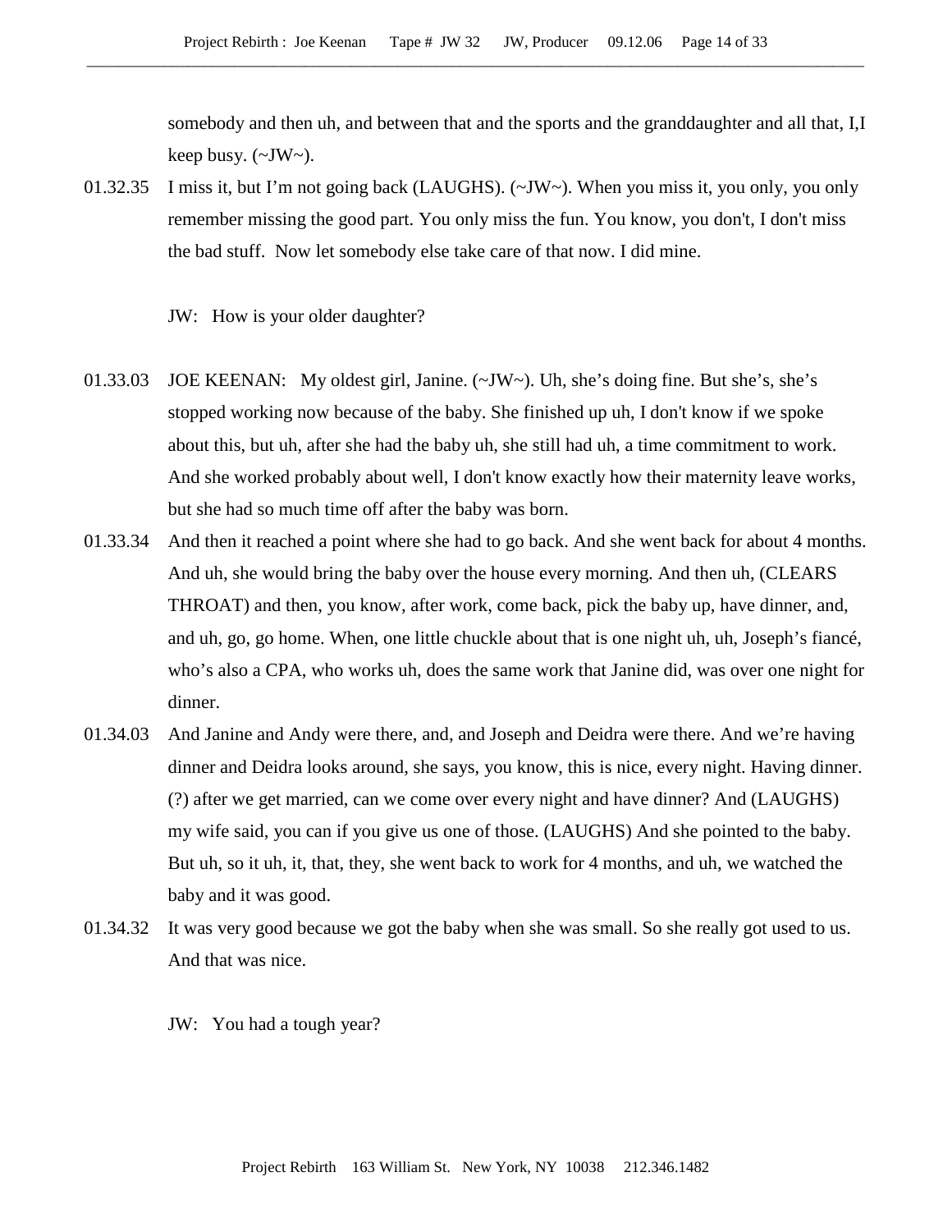somebody and then uh, and between that and the sports and the granddaughter and all that, I,I keep busy. (~JW~).

01.32.35 I miss it, but I'm not going back (LAUGHS). (~JW~). When you miss it, you only, you only remember missing the good part. You only miss the fun. You know, you don't, I don't miss the bad stuff. Now let somebody else take care of that now. I did mine.

JW: How is your older daughter?

01.33.03 JOE KEENAN: My oldest girl, Janine. (~JW~). Uh, she's doing fine. But she's, she's stopped working now because of the baby. She finished up uh, I don't know if we spoke about this, but uh, after she had the baby uh, she still had uh, a time commitment to work. And she worked probably about well, I don't know exactly how their maternity leave works, but she had so much time off after the baby was born.

01.33.34 And then it reached a point where she had to go back. And she went back for about 4 months. And uh, she would bring the baby over the house every morning. And then uh, (CLEARS THROAT) and then, you know, after work, come back, pick the baby up, have dinner, and, and uh, go, go home. When, one little chuckle about that is one night uh, uh, Joseph's fiancé, who's also a CPA, who works uh, does the same work that Janine did, was over one night for dinner.

01.34.03 And Janine and Andy were there, and, and Joseph and Deidra were there. And we're having dinner and Deidra looks around, she says, you know, this is nice, every night. Having dinner. (?) after we get married, can we come over every night and have dinner? And (LAUGHS) my wife said, you can if you give us one of those. (LAUGHS) And she pointed to the baby. But uh, so it uh, it, that, they, she went back to work for 4 months, and uh, we watched the baby and it was good.

01.34.32 It was very good because we got the baby when she was small. So she really got used to us. And that was nice.

JW: You had a tough year?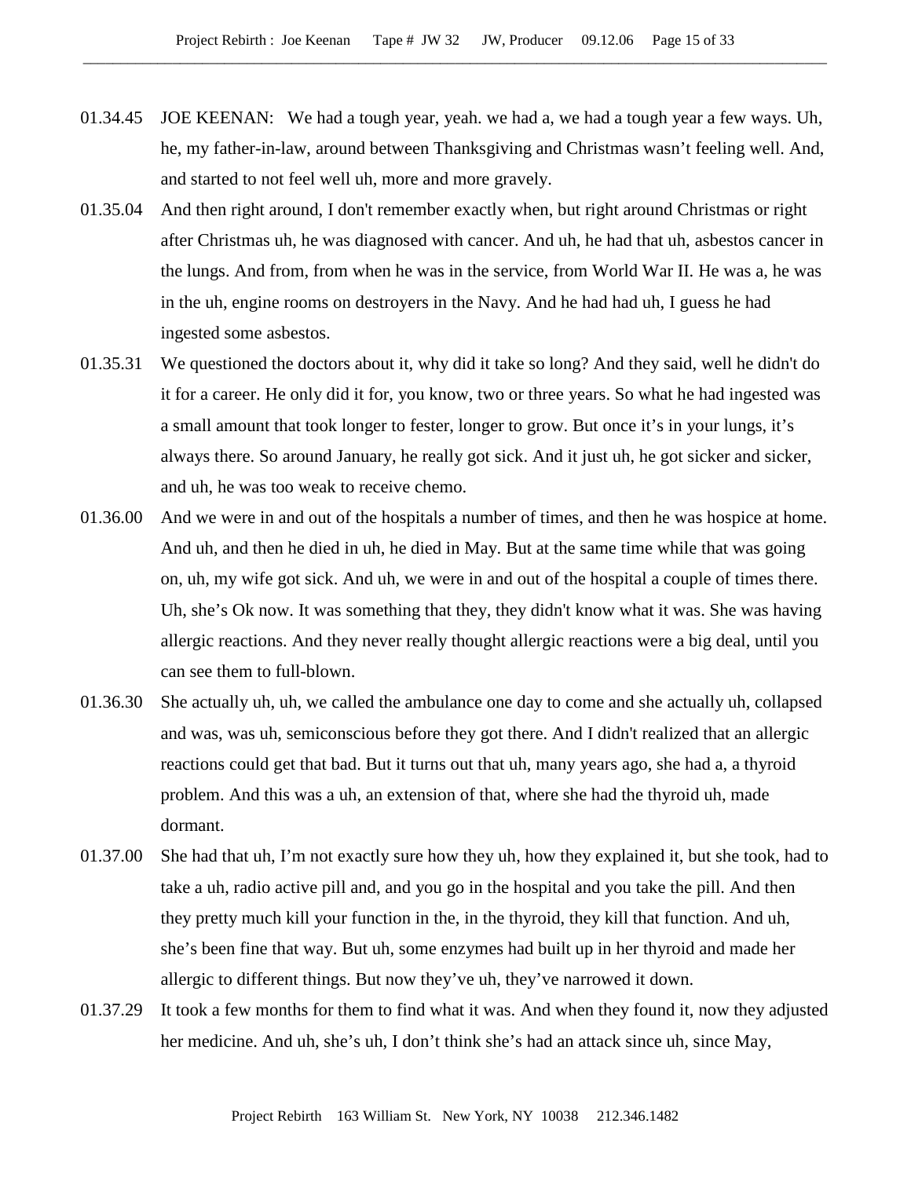01.34.45 JOE KEENAN: We had a tough year, yeah. we had a, we had a tough year a few ways. Uh, he, my father-in-law, around between Thanksgiving and Christmas wasn't feeling well. And, and started to not feel well uh, more and more gravely.

01.35.04 And then right around, I don't remember exactly when, but right around Christmas or right after Christmas uh, he was diagnosed with cancer. And uh, he had that uh, asbestos cancer in the lungs. And from, from when he was in the service, from World War II. He was a, he was in the uh, engine rooms on destroyers in the Navy. And he had had uh, I guess he had ingested some asbestos.

01.35.31 We questioned the doctors about it, why did it take so long? And they said, well he didn't do it for a career. He only did it for, you know, two or three years. So what he had ingested was a small amount that took longer to fester, longer to grow. But once it's in your lungs, it's always there. So around January, he really got sick. And it just uh, he got sicker and sicker, and uh, he was too weak to receive chemo.

01.36.00 And we were in and out of the hospitals a number of times, and then he was hospice at home. And uh, and then he died in uh, he died in May. But at the same time while that was going on, uh, my wife got sick. And uh, we were in and out of the hospital a couple of times there. Uh, she's Ok now. It was something that they, they didn't know what it was. She was having allergic reactions. And they never really thought allergic reactions were a big deal, until you can see them to full-blown.

01.36.30 She actually uh, uh, we called the ambulance one day to come and she actually uh, collapsed and was, was uh, semiconscious before they got there. And I didn't realized that an allergic reactions could get that bad. But it turns out that uh, many years ago, she had a, a thyroid problem. And this was a uh, an extension of that, where she had the thyroid uh, made dormant.

01.37.00 She had that uh, I'm not exactly sure how they uh, how they explained it, but she took, had to take a uh, radio active pill and, and you go in the hospital and you take the pill. And then they pretty much kill your function in the, in the thyroid, they kill that function. And uh, she's been fine that way. But uh, some enzymes had built up in her thyroid and made her allergic to different things. But now they've uh, they've narrowed it down.

01.37.29 It took a few months for them to find what it was. And when they found it, now they adjusted her medicine. And uh, she's uh, I don't think she's had an attack since uh, since May,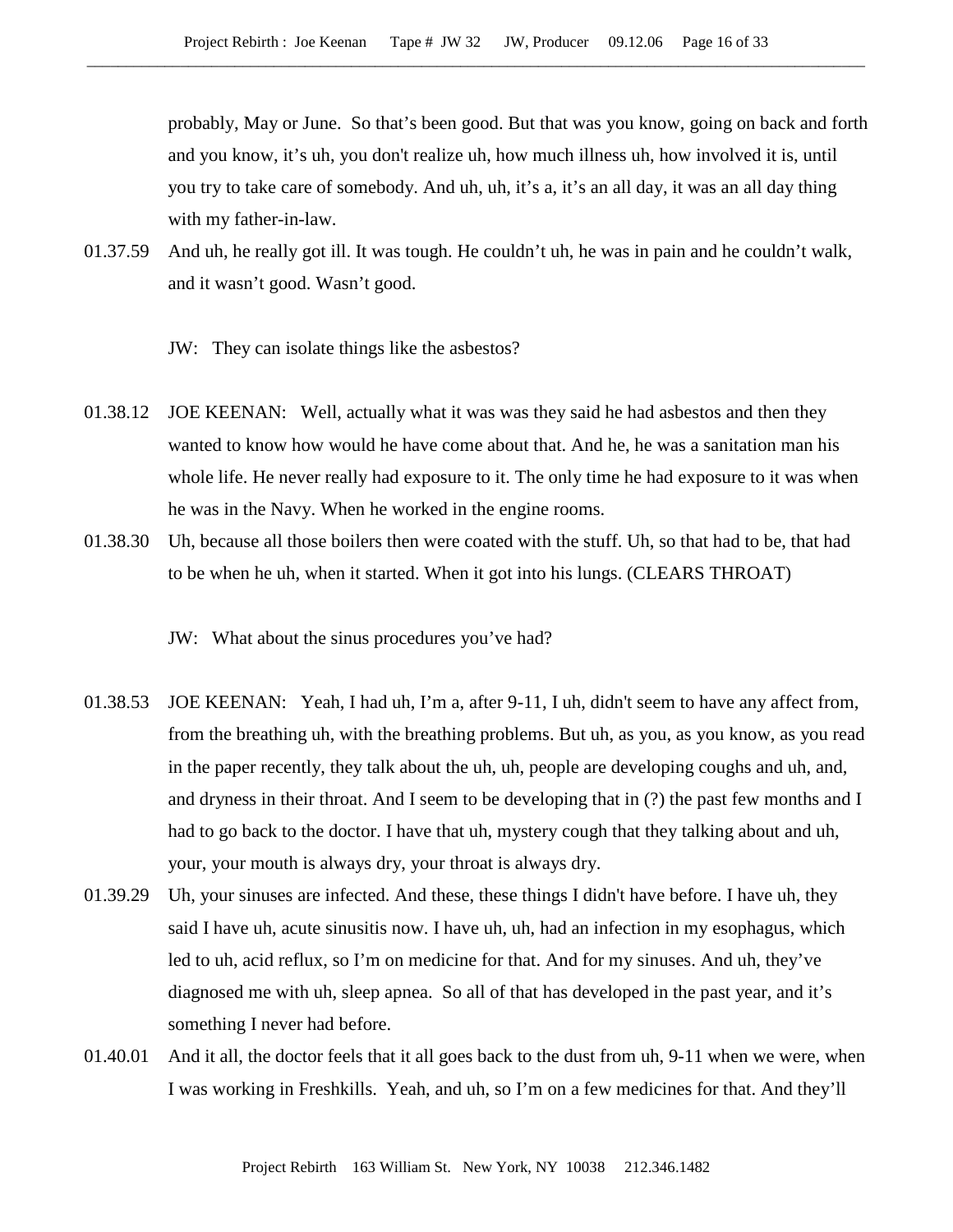probably, May or June. So that's been good. But that was you know, going on back and forth and you know, it's uh, you don't realize uh, how much illness uh, how involved it is, until you try to take care of somebody. And uh, uh, it's a, it's an all day, it was an all day thing with my father-in-law.

01.37.59 And uh, he really got ill. It was tough. He couldn't uh, he was in pain and he couldn't walk, and it wasn't good. Wasn't good.

JW: They can isolate things like the asbestos?

01.38.12 JOE KEENAN: Well, actually what it was was they said he had asbestos and then they wanted to know how would he have come about that. And he, he was a sanitation man his whole life. He never really had exposure to it. The only time he had exposure to it was when he was in the Navy. When he worked in the engine rooms.

01.38.30 Uh, because all those boilers then were coated with the stuff. Uh, so that had to be, that had to be when he uh, when it started. When it got into his lungs. (CLEARS THROAT)

JW: What about the sinus procedures you've had?

01.38.53 JOE KEENAN: Yeah, I had uh, I'm a, after 9-11, I uh, didn't seem to have any affect from, from the breathing uh, with the breathing problems. But uh, as you, as you know, as you read in the paper recently, they talk about the uh, uh, people are developing coughs and uh, and, and dryness in their throat. And I seem to be developing that in (?) the past few months and I had to go back to the doctor. I have that uh, mystery cough that they talking about and uh, your, your mouth is always dry, your throat is always dry.

01.39.29 Uh, your sinuses are infected. And these, these things I didn't have before. I have uh, they said I have uh, acute sinusitis now. I have uh, uh, had an infection in my esophagus, which led to uh, acid reflux, so I'm on medicine for that. And for my sinuses. And uh, they've diagnosed me with uh, sleep apnea. So all of that has developed in the past year, and it's something I never had before.

01.40.01 And it all, the doctor feels that it all goes back to the dust from uh, 9-11 when we were, when I was working in Freshkills. Yeah, and uh, so I'm on a few medicines for that. And they'll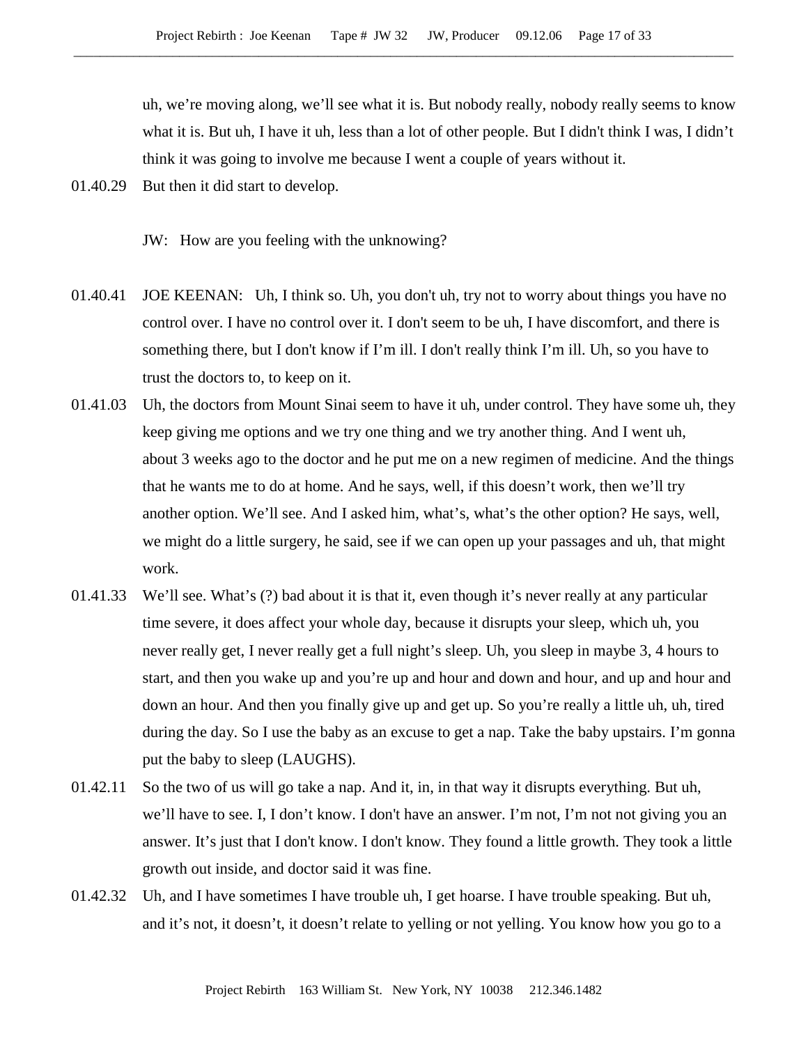uh, we're moving along, we'll see what it is. But nobody really, nobody really seems to know what it is. But uh, I have it uh, less than a lot of other people. But I didn't think I was, I didn't think it was going to involve me because I went a couple of years without it.

01.40.29 But then it did start to develop.

JW: How are you feeling with the unknowing?

01.40.41 JOE KEENAN: Uh, I think so. Uh, you don't uh, try not to worry about things you have no control over. I have no control over it. I don't seem to be uh, I have discomfort, and there is something there, but I don't know if I'm ill. I don't really think I'm ill. Uh, so you have to trust the doctors to, to keep on it.

01.41.03 Uh, the doctors from Mount Sinai seem to have it uh, under control. They have some uh, they keep giving me options and we try one thing and we try another thing. And I went uh, about 3 weeks ago to the doctor and he put me on a new regimen of medicine. And the things that he wants me to do at home. And he says, well, if this doesn't work, then we'll try another option. We'll see. And I asked him, what's, what's the other option? He says, well, we might do a little surgery, he said, see if we can open up your passages and uh, that might work.

01.41.33 We'll see. What's (?) bad about it is that it, even though it's never really at any particular time severe, it does affect your whole day, because it disrupts your sleep, which uh, you never really get, I never really get a full night's sleep. Uh, you sleep in maybe 3, 4 hours to start, and then you wake up and you're up and hour and down and hour, and up and hour and down an hour. And then you finally give up and get up. So you're really a little uh, uh, tired during the day. So I use the baby as an excuse to get a nap. Take the baby upstairs. I'm gonna put the baby to sleep (LAUGHS).

01.42.11 So the two of us will go take a nap. And it, in, in that way it disrupts everything. But uh, we'll have to see. I, I don't know. I don't have an answer. I'm not, I'm not not giving you an answer. It's just that I don't know. I don't know. They found a little growth. They took a little growth out inside, and doctor said it was fine.

01.42.32 Uh, and I have sometimes I have trouble uh, I get hoarse. I have trouble speaking. But uh, and it's not, it doesn't, it doesn't relate to yelling or not yelling. You know how you go to a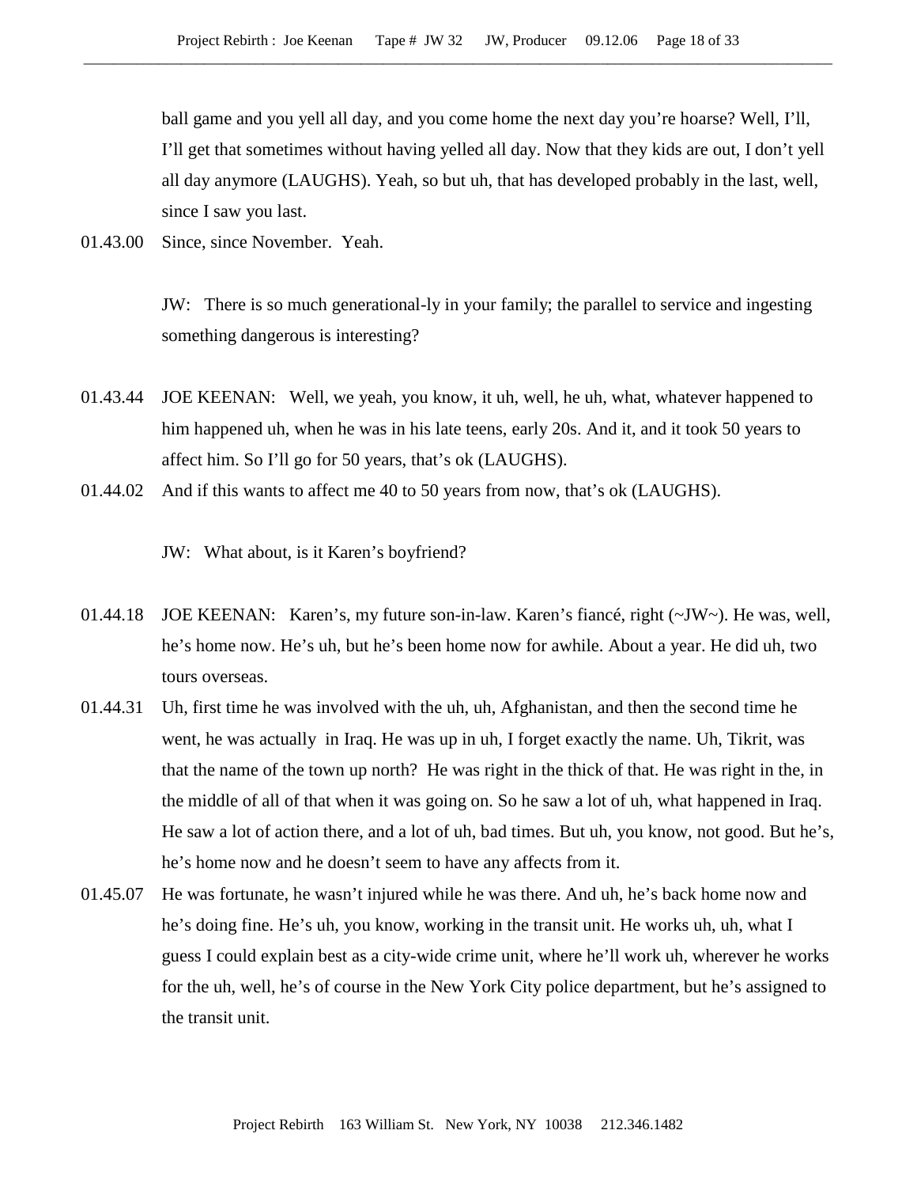ball game and you yell all day, and you come home the next day you're hoarse? Well, I'll, I'll get that sometimes without having yelled all day. Now that they kids are out, I don't yell all day anymore (LAUGHS). Yeah, so but uh, that has developed probably in the last, well, since I saw you last.

01.43.00 Since, since November. Yeah.

JW: There is so much generational-ly in your family; the parallel to service and ingesting something dangerous is interesting?

01.43.44 JOE KEENAN: Well, we yeah, you know, it uh, well, he uh, what, whatever happened to him happened uh, when he was in his late teens, early 20s. And it, and it took 50 years to affect him. So I'll go for 50 years, that's ok (LAUGHS).

01.44.02 And if this wants to affect me 40 to 50 years from now, that's ok (LAUGHS).

JW: What about, is it Karen's boyfriend?

01.44.18 JOE KEENAN: Karen's, my future son-in-law. Karen's fiancé, right (~JW~). He was, well, he's home now. He's uh, but he's been home now for awhile. About a year. He did uh, two tours overseas.

01.44.31 Uh, first time he was involved with the uh, uh, Afghanistan, and then the second time he went, he was actually in Iraq. He was up in uh, I forget exactly the name. Uh, Tikrit, was that the name of the town up north? He was right in the thick of that. He was right in the, in the middle of all of that when it was going on. So he saw a lot of uh, what happened in Iraq. He saw a lot of action there, and a lot of uh, bad times. But uh, you know, not good. But he's, he's home now and he doesn't seem to have any affects from it.

01.45.07 He was fortunate, he wasn't injured while he was there. And uh, he's back home now and he's doing fine. He's uh, you know, working in the transit unit. He works uh, uh, what I guess I could explain best as a city-wide crime unit, where he'll work uh, wherever he works for the uh, well, he's of course in the New York City police department, but he's assigned to the transit unit.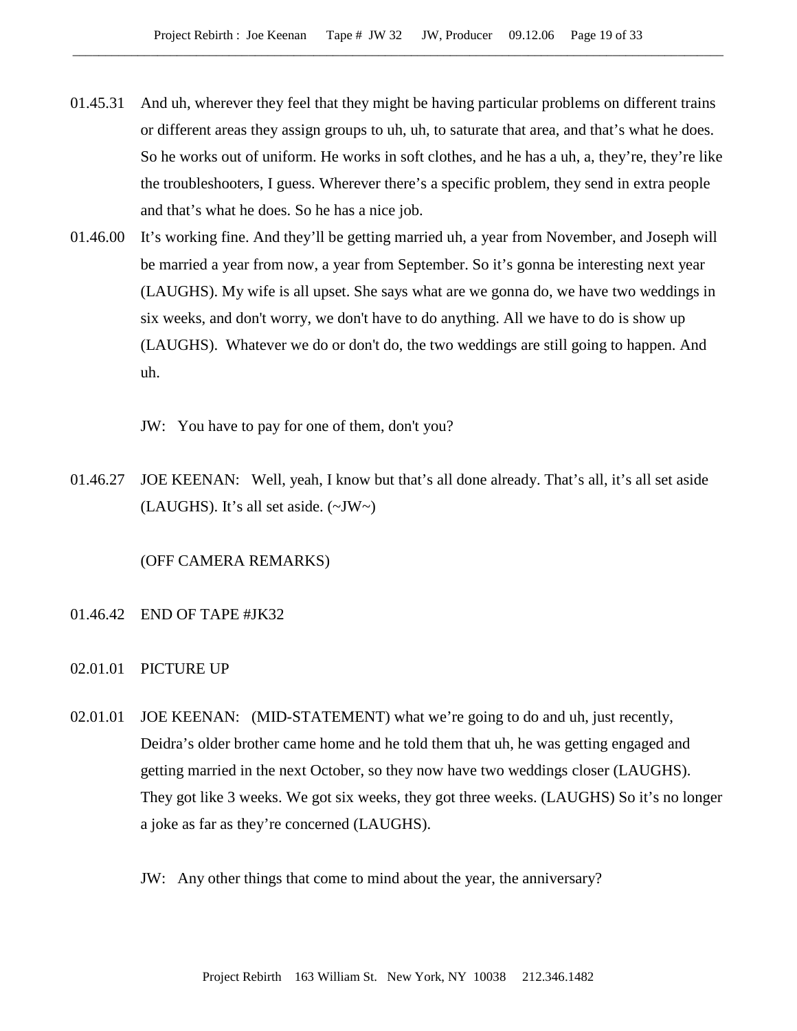01.45.31 And uh, wherever they feel that they might be having particular problems on different trains or different areas they assign groups to uh, uh, to saturate that area, and that's what he does. So he works out of uniform. He works in soft clothes, and he has a uh, a, they're, they're like the troubleshooters, I guess. Wherever there's a specific problem, they send in extra people and that's what he does. So he has a nice job.

01.46.00 It's working fine. And they'll be getting married uh, a year from November, and Joseph will be married a year from now, a year from September. So it's gonna be interesting next year (LAUGHS). My wife is all upset. She says what are we gonna do, we have two weddings in six weeks, and don't worry, we don't have to do anything. All we have to do is show up (LAUGHS). Whatever we do or don't do, the two weddings are still going to happen. And uh.

JW: You have to pay for one of them, don't you?

01.46.27 JOE KEENAN: Well, yeah, I know but that's all done already. That's all, it's all set aside (LAUGHS). It's all set aside. (~JW~)

(OFF CAMERA REMARKS)

01.46.42 END OF TAPE #JK32

02.01.01 PICTURE UP

02.01.01 JOE KEENAN: (MID-STATEMENT) what we're going to do and uh, just recently, Deidra's older brother came home and he told them that uh, he was getting engaged and getting married in the next October, so they now have two weddings closer (LAUGHS). They got like 3 weeks. We got six weeks, they got three weeks. (LAUGHS) So it's no longer a joke as far as they're concerned (LAUGHS).

JW: Any other things that come to mind about the year, the anniversary?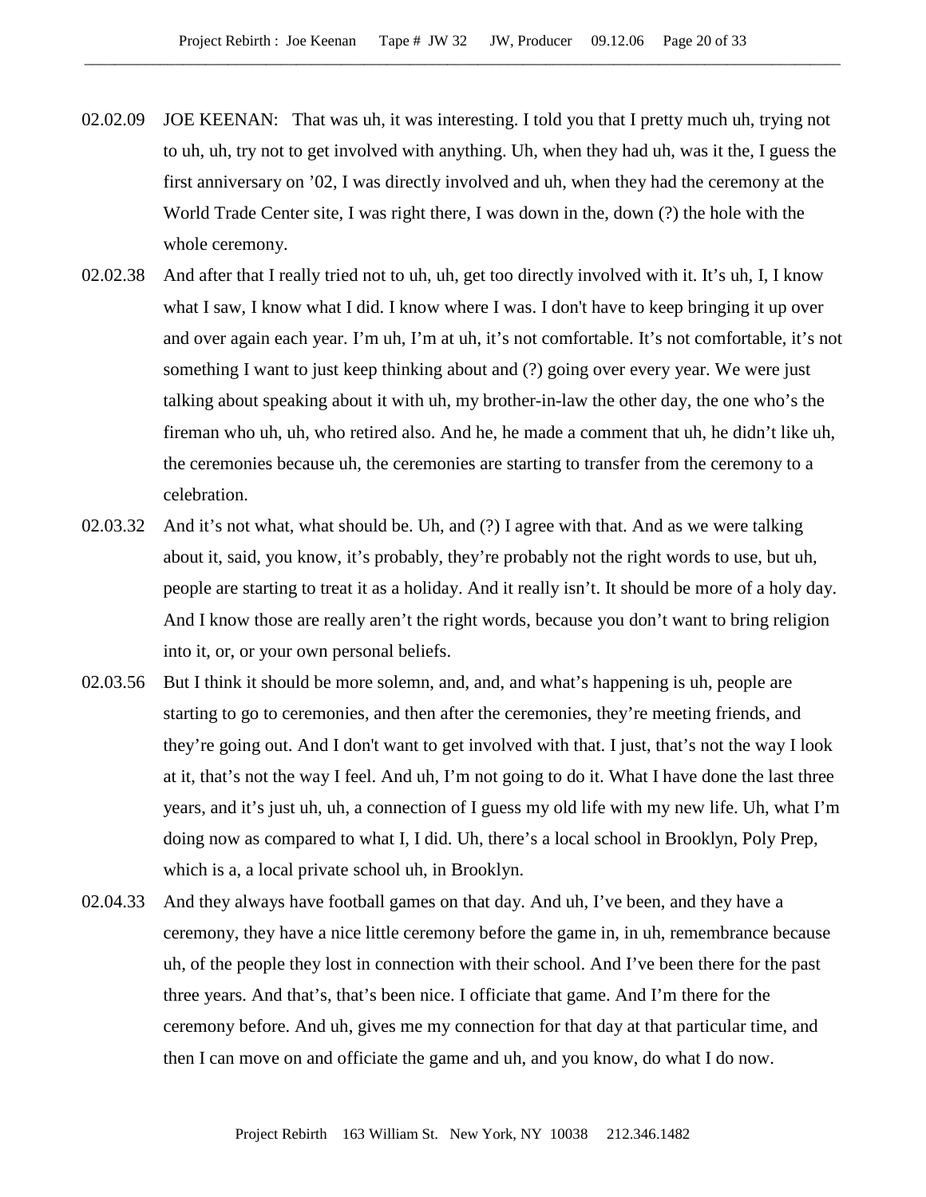02.02.09 JOE KEENAN: That was uh, it was interesting. I told you that I pretty much uh, trying not to uh, uh, try not to get involved with anything. Uh, when they had uh, was it the, I guess the first anniversary on ’02, I was directly involved and uh, when they had the ceremony at the World Trade Center site, I was right there, I was down in the, down (?) the hole with the whole ceremony.

02.02.38 And after that I really tried not to uh, uh, get too directly involved with it. It’s uh, I, I know what I saw, I know what I did. I know where I was. I don't have to keep bringing it up over and over again each year. I’m uh, I’m at uh, it’s not comfortable. It’s not comfortable, it’s not something I want to just keep thinking about and (?) going over every year. We were just talking about speaking about it with uh, my brother-in-law the other day, the one who’s the fireman who uh, uh, who retired also. And he, he made a comment that uh, he didn’t like uh, the ceremonies because uh, the ceremonies are starting to transfer from the ceremony to a celebration.

02.03.32 And it’s not what, what should be. Uh, and (?) I agree with that. And as we were talking about it, said, you know, it’s probably, they’re probably not the right words to use, but uh, people are starting to treat it as a holiday. And it really isn’t. It should be more of a holy day. And I know those are really aren’t the right words, because you don’t want to bring religion into it, or, or your own personal beliefs.

02.03.56 But I think it should be more solemn, and, and, and what’s happening is uh, people are starting to go to ceremonies, and then after the ceremonies, they’re meeting friends, and they’re going out. And I don't want to get involved with that. I just, that’s not the way I look at it, that’s not the way I feel. And uh, I’m not going to do it. What I have done the last three years, and it’s just uh, uh, a connection of I guess my old life with my new life. Uh, what I’m doing now as compared to what I, I did. Uh, there’s a local school in Brooklyn, Poly Prep, which is a, a local private school uh, in Brooklyn.

02.04.33 And they always have football games on that day. And uh, I’ve been, and they have a ceremony, they have a nice little ceremony before the game in, in uh, remembrance because uh, of the people they lost in connection with their school. And I’ve been there for the past three years. And that’s, that’s been nice. I officiate that game. And I’m there for the ceremony before. And uh, gives me my connection for that day at that particular time, and then I can move on and officiate the game and uh, and you know, do what I do now.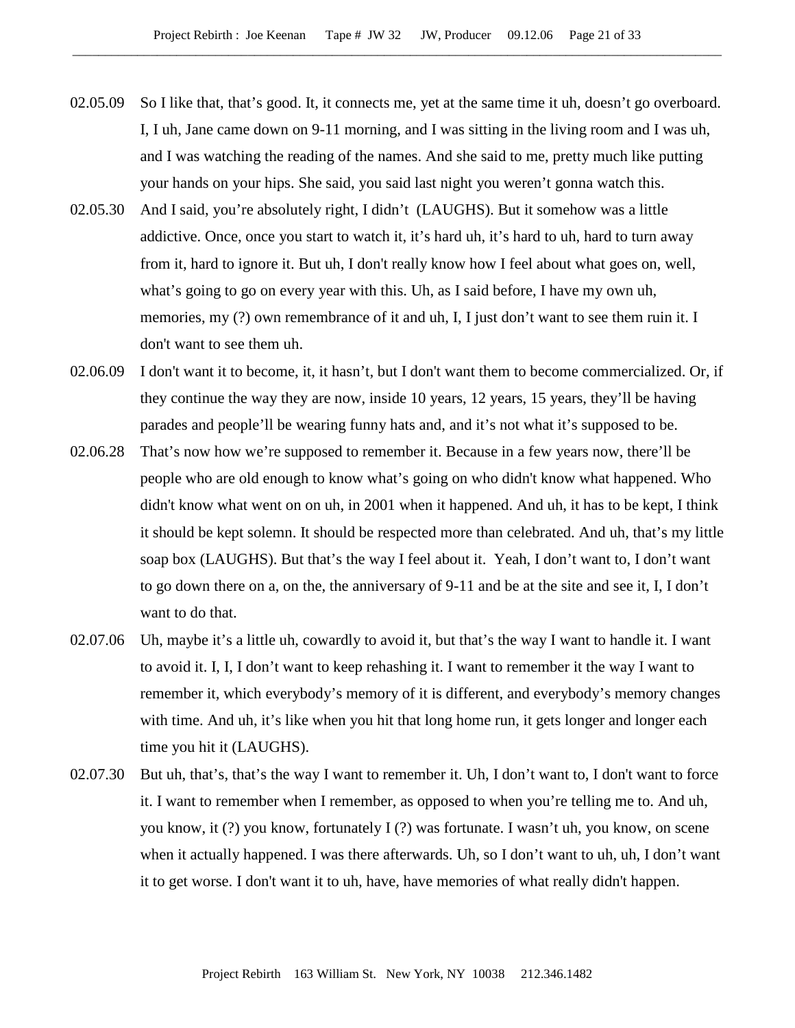02.05.09 So I like that, that's good. It, it connects me, yet at the same time it uh, doesn't go overboard. I, I uh, Jane came down on 9-11 morning, and I was sitting in the living room and I was uh, and I was watching the reading of the names. And she said to me, pretty much like putting your hands on your hips. She said, you said last night you weren't gonna watch this.

02.05.30 And I said, you're absolutely right, I didn't (LAUGHS). But it somehow was a little addictive. Once, once you start to watch it, it's hard uh, it's hard to uh, hard to turn away from it, hard to ignore it. But uh, I don't really know how I feel about what goes on, well, what's going to go on every year with this. Uh, as I said before, I have my own uh, memories, my (?) own remembrance of it and uh, I, I just don't want to see them ruin it. I don't want to see them uh.

02.06.09 I don't want it to become, it, it hasn't, but I don't want them to become commercialized. Or, if they continue the way they are now, inside 10 years, 12 years, 15 years, they'll be having parades and people'll be wearing funny hats and, and it's not what it's supposed to be.

02.06.28 That's now how we're supposed to remember it. Because in a few years now, there'll be people who are old enough to know what's going on who didn't know what happened. Who didn't know what went on on uh, in 2001 when it happened. And uh, it has to be kept, I think it should be kept solemn. It should be respected more than celebrated. And uh, that's my little soap box (LAUGHS). But that's the way I feel about it. Yeah, I don't want to, I don't want to go down there on a, on the, the anniversary of 9-11 and be at the site and see it, I, I don't want to do that.

02.07.06 Uh, maybe it's a little uh, cowardly to avoid it, but that's the way I want to handle it. I want to avoid it. I, I, I don't want to keep rehashing it. I want to remember it the way I want to remember it, which everybody's memory of it is different, and everybody's memory changes with time. And uh, it's like when you hit that long home run, it gets longer and longer each time you hit it (LAUGHS).

02.07.30 But uh, that's, that's the way I want to remember it. Uh, I don't want to, I don't want to force it. I want to remember when I remember, as opposed to when you're telling me to. And uh, you know, it (?) you know, fortunately I (?) was fortunate. I wasn't uh, you know, on scene when it actually happened. I was there afterwards. Uh, so I don't want to uh, uh, I don't want it to get worse. I don't want it to uh, have, have memories of what really didn't happen.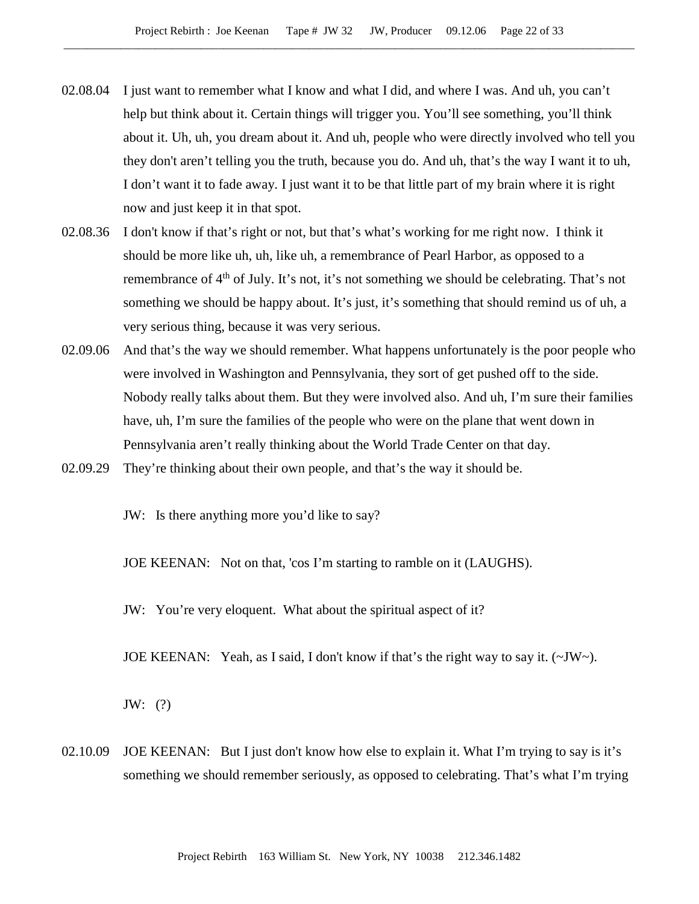02.08.04 I just want to remember what I know and what I did, and where I was. And uh, you can't help but think about it. Certain things will trigger you. You'll see something, you'll think about it. Uh, uh, you dream about it. And uh, people who were directly involved who tell you they don't aren't telling you the truth, because you do. And uh, that's the way I want it to uh, I don't want it to fade away. I just want it to be that little part of my brain where it is right now and just keep it in that spot.

02.08.36 I don't know if that's right or not, but that's what's working for me right now. I think it should be more like uh, uh, like uh, a remembrance of Pearl Harbor, as opposed to a remembrance of 4th of July. It's not, it's not something we should be celebrating. That's not something we should be happy about. It's just, it's something that should remind us of uh, a very serious thing, because it was very serious.

02.09.06 And that's the way we should remember. What happens unfortunately is the poor people who were involved in Washington and Pennsylvania, they sort of get pushed off to the side. Nobody really talks about them. But they were involved also. And uh, I'm sure their families have, uh, I'm sure the families of the people who were on the plane that went down in Pennsylvania aren't really thinking about the World Trade Center on that day.

02.09.29 They're thinking about their own people, and that's the way it should be.

JW: Is there anything more you'd like to say?

JOE KEENAN: Not on that, 'cos I'm starting to ramble on it (LAUGHS).

JW: You're very eloquent. What about the spiritual aspect of it?

JOE KEENAN: Yeah, as I said, I don't know if that's the right way to say it. (~JW~).

JW: (?)

02.10.09 JOE KEENAN: But I just don't know how else to explain it. What I'm trying to say is it's something we should remember seriously, as opposed to celebrating. That's what I'm trying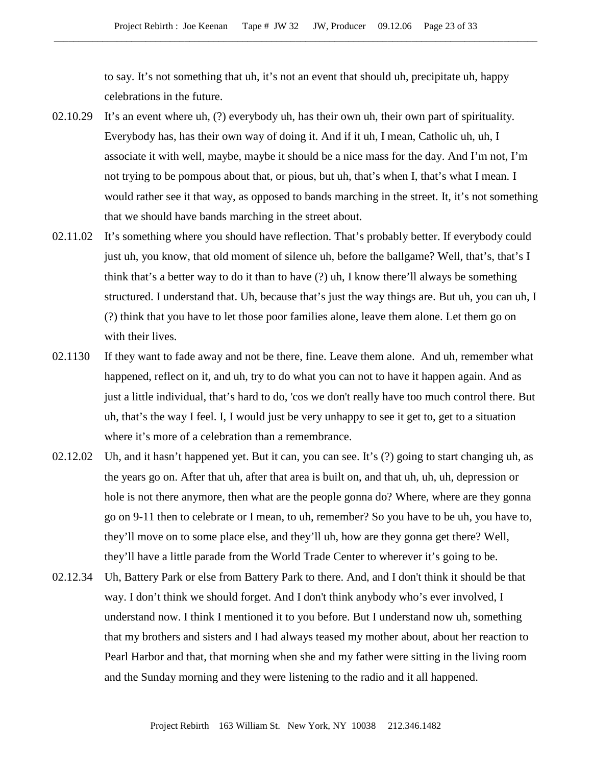to say. It's not something that uh, it's not an event that should uh, precipitate uh, happy celebrations in the future.

02.10.29 It's an event where uh, (?) everybody uh, has their own uh, their own part of spirituality. Everybody has, has their own way of doing it. And if it uh, I mean, Catholic uh, uh, I associate it with well, maybe, maybe it should be a nice mass for the day. And I'm not, I'm not trying to be pompous about that, or pious, but uh, that's when I, that's what I mean. I would rather see it that way, as opposed to bands marching in the street. It, it's not something that we should have bands marching in the street about.

02.11.02 It's something where you should have reflection. That's probably better. If everybody could just uh, you know, that old moment of silence uh, before the ballgame? Well, that's, that's I think that's a better way to do it than to have (?) uh, I know there'll always be something structured. I understand that. Uh, because that's just the way things are. But uh, you can uh, I (?) think that you have to let those poor families alone, leave them alone. Let them go on with their lives.

02.1130 If they want to fade away and not be there, fine. Leave them alone. And uh, remember what happened, reflect on it, and uh, try to do what you can not to have it happen again. And as just a little individual, that's hard to do, 'cos we don't really have too much control there. But uh, that's the way I feel. I, I would just be very unhappy to see it get to, get to a situation where it's more of a celebration than a remembrance.

02.12.02 Uh, and it hasn't happened yet. But it can, you can see. It's (?) going to start changing uh, as the years go on. After that uh, after that area is built on, and that uh, uh, uh, depression or hole is not there anymore, then what are the people gonna do? Where, where are they gonna go on 9-11 then to celebrate or I mean, to uh, remember? So you have to be uh, you have to, they'll move on to some place else, and they'll uh, how are they gonna get there? Well, they'll have a little parade from the World Trade Center to wherever it's going to be.

02.12.34 Uh, Battery Park or else from Battery Park to there. And, and I don't think it should be that way. I don't think we should forget. And I don't think anybody who's ever involved, I understand now. I think I mentioned it to you before. But I understand now uh, something that my brothers and sisters and I had always teased my mother about, about her reaction to Pearl Harbor and that, that morning when she and my father were sitting in the living room and the Sunday morning and they were listening to the radio and it all happened.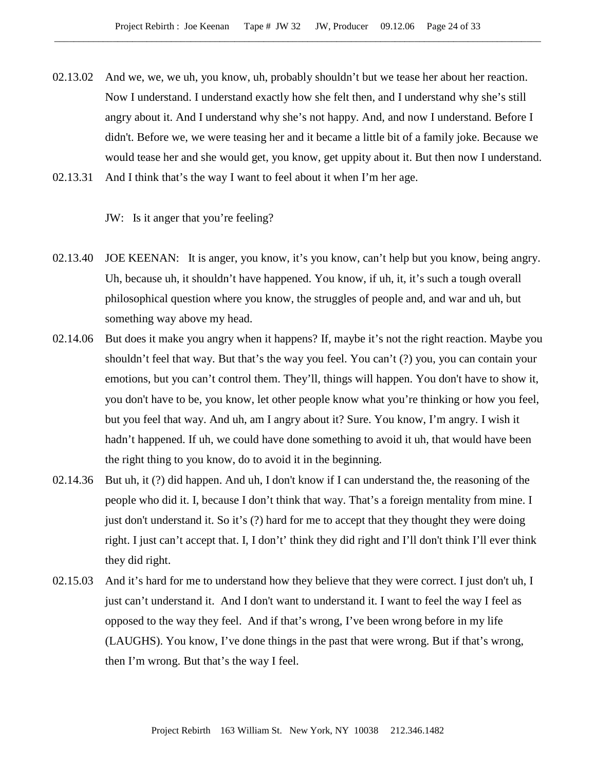02.13.02 And we, we, we uh, you know, uh, probably shouldn't but we tease her about her reaction. Now I understand. I understand exactly how she felt then, and I understand why she's still angry about it. And I understand why she's not happy. And, and now I understand. Before I didn't. Before we, we were teasing her and it became a little bit of a family joke. Because we would tease her and she would get, you know, get uppity about it. But then now I understand.

02.13.31 And I think that's the way I want to feel about it when I'm her age.

JW: Is it anger that you're feeling?

02.13.40 JOE KEENAN: It is anger, you know, it's you know, can't help but you know, being angry. Uh, because uh, it shouldn't have happened. You know, if uh, it, it's such a tough overall philosophical question where you know, the struggles of people and, and war and uh, but something way above my head.

02.14.06 But does it make you angry when it happens? If, maybe it's not the right reaction. Maybe you shouldn't feel that way. But that's the way you feel. You can't (?) you, you can contain your emotions, but you can't control them. They'll, things will happen. You don't have to show it, you don't have to be, you know, let other people know what you're thinking or how you feel, but you feel that way. And uh, am I angry about it? Sure. You know, I'm angry. I wish it hadn't happened. If uh, we could have done something to avoid it uh, that would have been the right thing to you know, do to avoid it in the beginning.

02.14.36 But uh, it (?) did happen. And uh, I don't know if I can understand the, the reasoning of the people who did it. I, because I don't think that way. That's a foreign mentality from mine. I just don't understand it. So it's (?) hard for me to accept that they thought they were doing right. I just can't accept that. I, I don't' think they did right and I'll don't think I'll ever think they did right.

02.15.03 And it's hard for me to understand how they believe that they were correct. I just don't uh, I just can't understand it. And I don't want to understand it. I want to feel the way I feel as opposed to the way they feel. And if that's wrong, I've been wrong before in my life (LAUGHS). You know, I've done things in the past that were wrong. But if that's wrong, then I'm wrong. But that's the way I feel.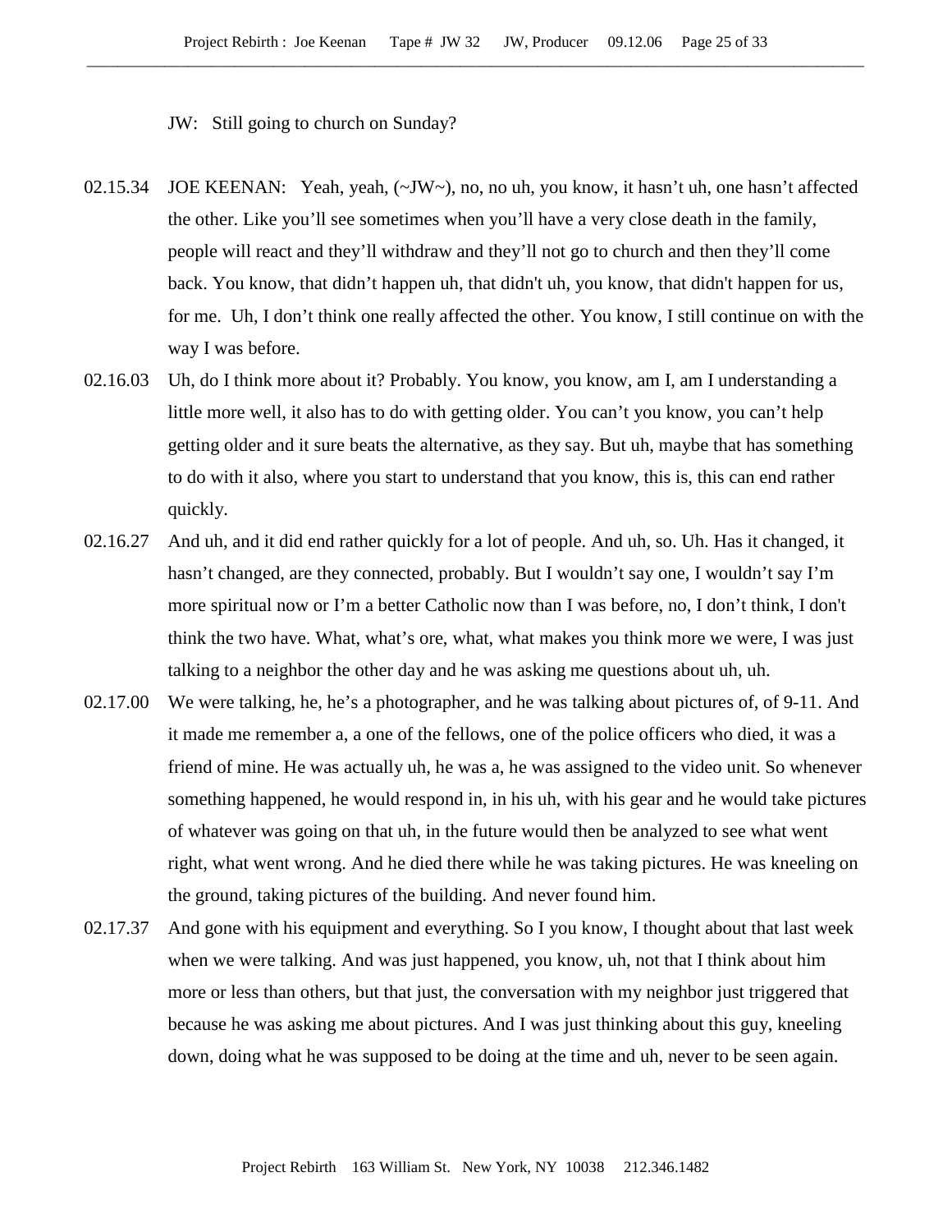JW: Still going to church on Sunday?

02.15.34 JOE KEENAN: Yeah, yeah, (~JW~), no, no uh, you know, it hasn't uh, one hasn't affected the other. Like you'll see sometimes when you'll have a very close death in the family, people will react and they'll withdraw and they'll not go to church and then they'll come back. You know, that didn't happen uh, that didn't uh, you know, that didn't happen for us, for me. Uh, I don't think one really affected the other. You know, I still continue on with the way I was before.

02.16.03 Uh, do I think more about it? Probably. You know, you know, am I, am I understanding a little more well, it also has to do with getting older. You can't you know, you can't help getting older and it sure beats the alternative, as they say. But uh, maybe that has something to do with it also, where you start to understand that you know, this is, this can end rather quickly.

02.16.27 And uh, and it did end rather quickly for a lot of people. And uh, so. Uh. Has it changed, it hasn't changed, are they connected, probably. But I wouldn't say one, I wouldn't say I'm more spiritual now or I'm a better Catholic now than I was before, no, I don't think, I don't think the two have. What, what's ore, what, what makes you think more we were, I was just talking to a neighbor the other day and he was asking me questions about uh, uh.

02.17.00 We were talking, he, he's a photographer, and he was talking about pictures of, of 9-11. And it made me remember a, a one of the fellows, one of the police officers who died, it was a friend of mine. He was actually uh, he was a, he was assigned to the video unit. So whenever something happened, he would respond in, in his uh, with his gear and he would take pictures of whatever was going on that uh, in the future would then be analyzed to see what went right, what went wrong. And he died there while he was taking pictures. He was kneeling on the ground, taking pictures of the building. And never found him.

02.17.37 And gone with his equipment and everything. So I you know, I thought about that last week when we were talking. And was just happened, you know, uh, not that I think about him more or less than others, but that just, the conversation with my neighbor just triggered that because he was asking me about pictures. And I was just thinking about this guy, kneeling down, doing what he was supposed to be doing at the time and uh, never to be seen again.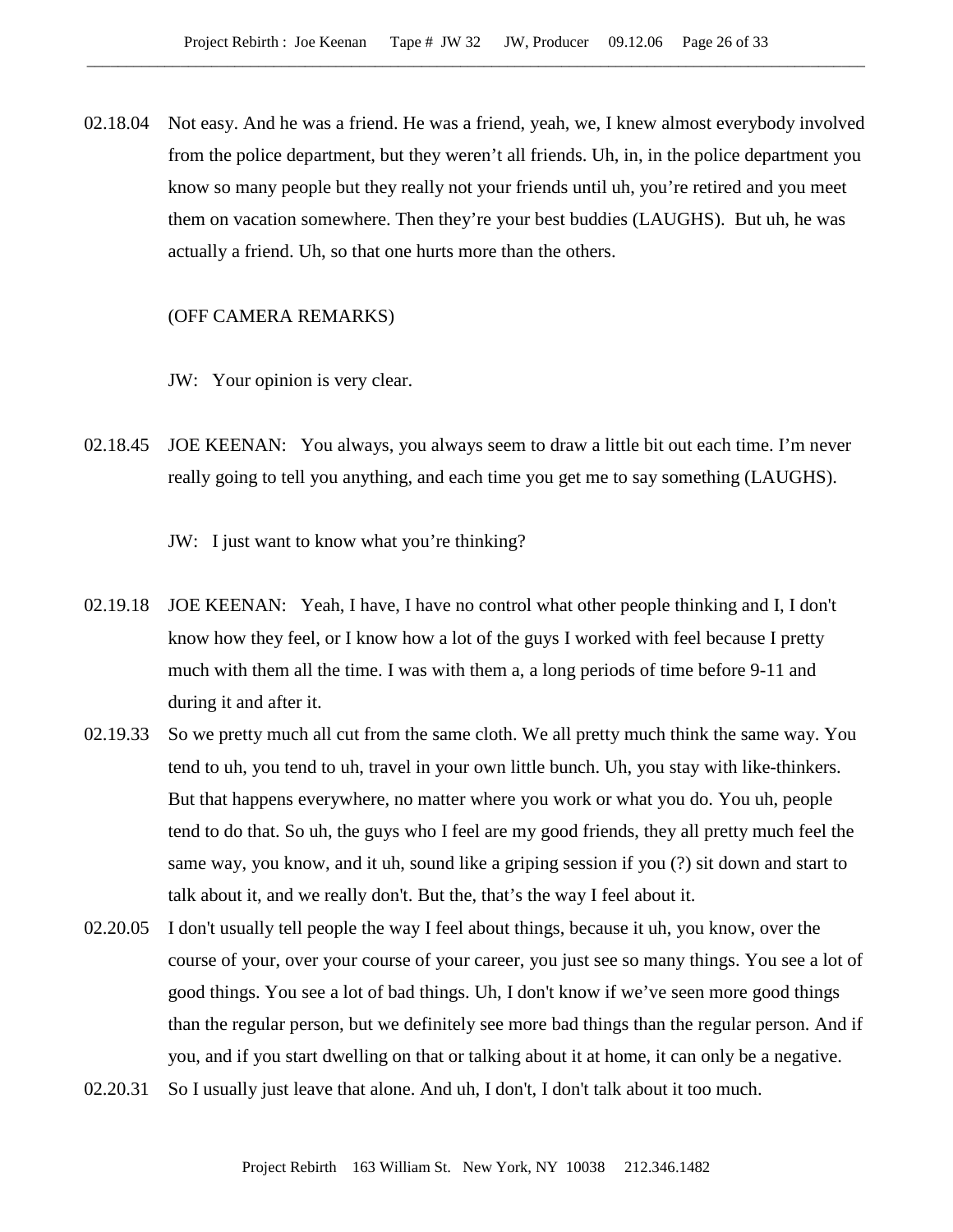02.18.04 Not easy. And he was a friend. He was a friend, yeah, we, I knew almost everybody involved from the police department, but they weren't all friends. Uh, in, in the police department you know so many people but they really not your friends until uh, you're retired and you meet them on vacation somewhere. Then they're your best buddies (LAUGHS). But uh, he was actually a friend. Uh, so that one hurts more than the others.

(OFF CAMERA REMARKS)

JW: Your opinion is very clear.

02.18.45 JOE KEENAN: You always, you always seem to draw a little bit out each time. I'm never really going to tell you anything, and each time you get me to say something (LAUGHS).

JW: I just want to know what you're thinking?

02.19.18 JOE KEENAN: Yeah, I have, I have no control what other people thinking and I, I don't know how they feel, or I know how a lot of the guys I worked with feel because I pretty much with them all the time. I was with them a, a long periods of time before 9-11 and during it and after it.

02.19.33 So we pretty much all cut from the same cloth. We all pretty much think the same way. You tend to uh, you tend to uh, travel in your own little bunch. Uh, you stay with like-thinkers. But that happens everywhere, no matter where you work or what you do. You uh, people tend to do that. So uh, the guys who I feel are my good friends, they all pretty much feel the same way, you know, and it uh, sound like a griping session if you (?) sit down and start to talk about it, and we really don't. But the, that's the way I feel about it.

02.20.05 I don't usually tell people the way I feel about things, because it uh, you know, over the course of your, over your course of your career, you just see so many things. You see a lot of good things. You see a lot of bad things. Uh, I don't know if we've seen more good things than the regular person, but we definitely see more bad things than the regular person. And if you, and if you start dwelling on that or talking about it at home, it can only be a negative.

02.20.31 So I usually just leave that alone. And uh, I don't, I don't talk about it too much.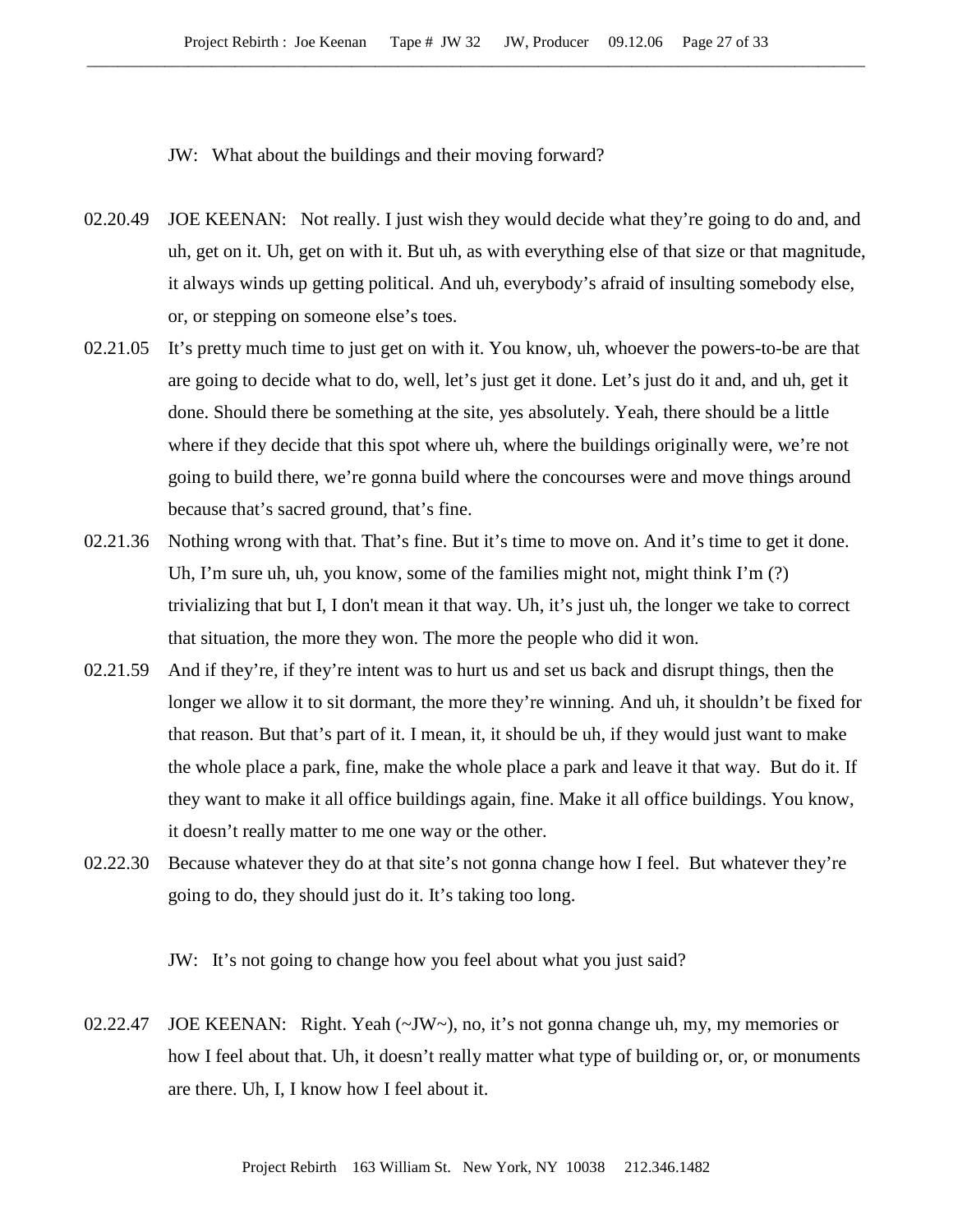JW: What about the buildings and their moving forward?

02.20.49 JOE KEENAN: Not really. I just wish they would decide what they're going to do and, and uh, get on it. Uh, get on with it. But uh, as with everything else of that size or that magnitude, it always winds up getting political. And uh, everybody's afraid of insulting somebody else, or, or stepping on someone else's toes.

02.21.05 It's pretty much time to just get on with it. You know, uh, whoever the powers-to-be are that are going to decide what to do, well, let's just get it done. Let's just do it and, and uh, get it done. Should there be something at the site, yes absolutely. Yeah, there should be a little where if they decide that this spot where uh, where the buildings originally were, we're not going to build there, we're gonna build where the concourses were and move things around because that's sacred ground, that's fine.

02.21.36 Nothing wrong with that. That's fine. But it's time to move on. And it's time to get it done. Uh, I'm sure uh, uh, you know, some of the families might not, might think I'm (?) trivializing that but I, I don't mean it that way. Uh, it's just uh, the longer we take to correct that situation, the more they won. The more the people who did it won.

02.21.59 And if they're, if they're intent was to hurt us and set us back and disrupt things, then the longer we allow it to sit dormant, the more they're winning. And uh, it shouldn't be fixed for that reason. But that's part of it. I mean, it, it should be uh, if they would just want to make the whole place a park, fine, make the whole place a park and leave it that way. But do it. If they want to make it all office buildings again, fine. Make it all office buildings. You know, it doesn't really matter to me one way or the other.

02.22.30 Because whatever they do at that site's not gonna change how I feel. But whatever they're going to do, they should just do it. It's taking too long.

JW: It's not going to change how you feel about what you just said?

02.22.47 JOE KEENAN: Right. Yeah (~JW~), no, it's not gonna change uh, my, my memories or how I feel about that. Uh, it doesn't really matter what type of building or, or, or monuments are there. Uh, I, I know how I feel about it.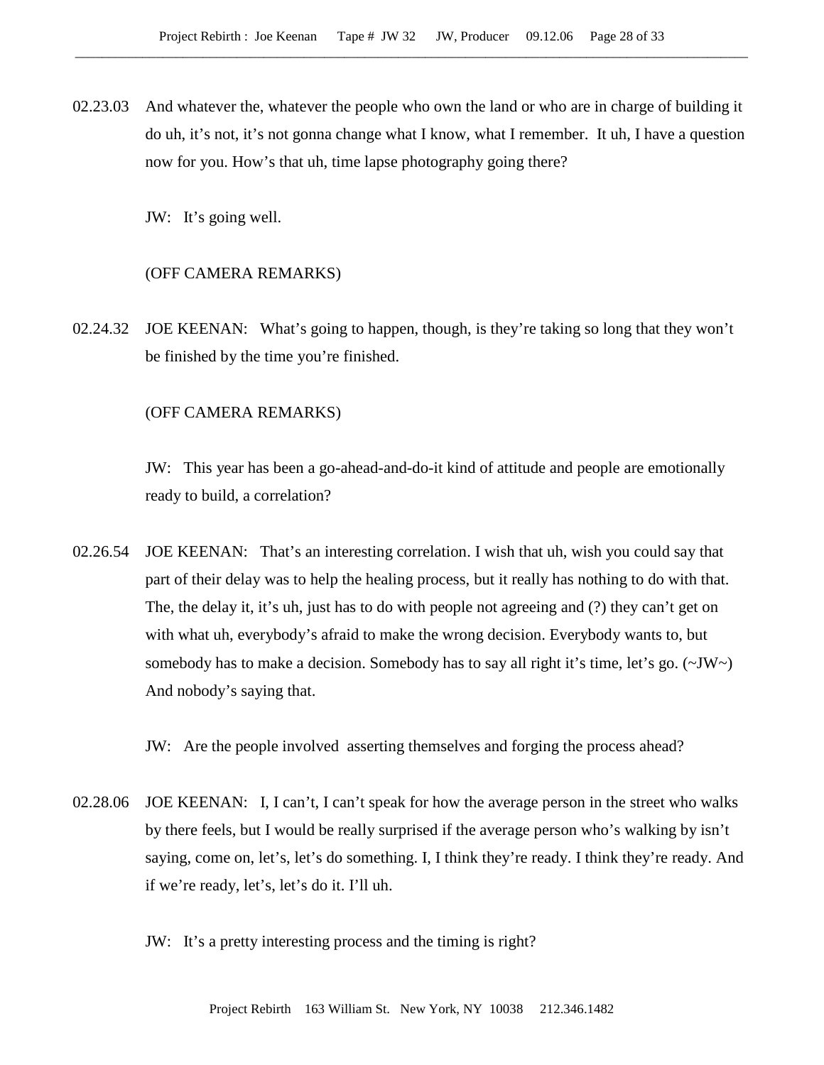02.23.03 And whatever the, whatever the people who own the land or who are in charge of building it do uh, it's not, it's not gonna change what I know, what I remember. It uh, I have a question now for you. How's that uh, time lapse photography going there?

JW: It's going well.

(OFF CAMERA REMARKS)

02.24.32 JOE KEENAN: What's going to happen, though, is they're taking so long that they won't be finished by the time you're finished.

(OFF CAMERA REMARKS)

JW: This year has been a go-ahead-and-do-it kind of attitude and people are emotionally ready to build, a correlation?

02.26.54 JOE KEENAN: That's an interesting correlation. I wish that uh, wish you could say that part of their delay was to help the healing process, but it really has nothing to do with that. The, the delay it, it's uh, just has to do with people not agreeing and (?) they can't get on with what uh, everybody's afraid to make the wrong decision. Everybody wants to, but somebody has to make a decision. Somebody has to say all right it's time, let's go. (~JW~) And nobody's saying that.

JW: Are the people involved asserting themselves and forging the process ahead?

02.28.06 JOE KEENAN: I, I can't, I can't speak for how the average person in the street who walks by there feels, but I would be really surprised if the average person who's walking by isn't saying, come on, let's, let's do something. I, I think they're ready. I think they're ready. And if we're ready, let's, let's do it. I'll uh.

JW: It's a pretty interesting process and the timing is right?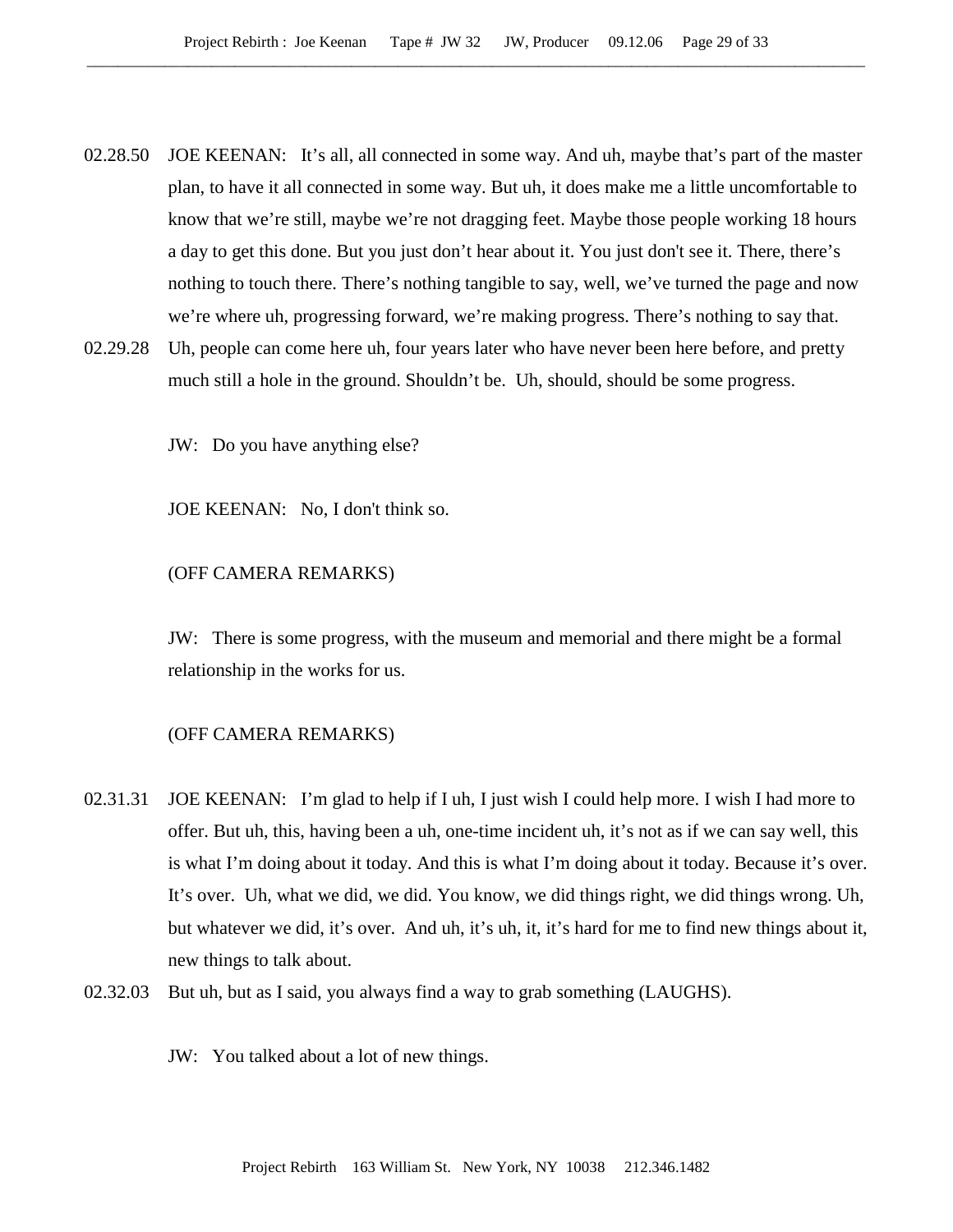02.28.50 JOE KEENAN: It's all, all connected in some way. And uh, maybe that's part of the master plan, to have it all connected in some way. But uh, it does make me a little uncomfortable to know that we're still, maybe we're not dragging feet. Maybe those people working 18 hours a day to get this done. But you just don't hear about it. You just don't see it. There, there's nothing to touch there. There's nothing tangible to say, well, we've turned the page and now we're where uh, progressing forward, we're making progress. There's nothing to say that.

02.29.28 Uh, people can come here uh, four years later who have never been here before, and pretty much still a hole in the ground. Shouldn't be. Uh, should, should be some progress.

JW: Do you have anything else?

JOE KEENAN: No, I don't think so.

(OFF CAMERA REMARKS)

JW: There is some progress, with the museum and memorial and there might be a formal relationship in the works for us.

(OFF CAMERA REMARKS)

02.31.31 JOE KEENAN: I'm glad to help if I uh, I just wish I could help more. I wish I had more to offer. But uh, this, having been a uh, one-time incident uh, it's not as if we can say well, this is what I'm doing about it today. And this is what I'm doing about it today. Because it's over. It's over. Uh, what we did, we did. You know, we did things right, we did things wrong. Uh, but whatever we did, it's over. And uh, it's uh, it, it's hard for me to find new things about it, new things to talk about.

02.32.03 But uh, but as I said, you always find a way to grab something (LAUGHS).

JW: You talked about a lot of new things.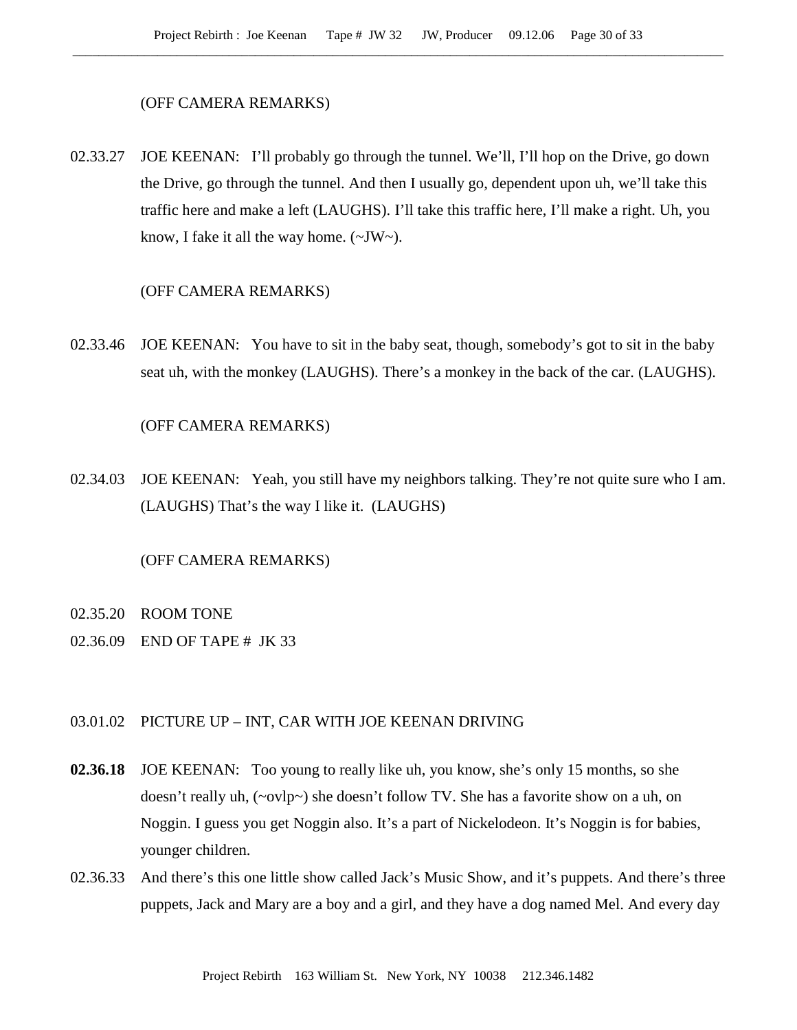(OFF CAMERA REMARKS)

02.33.27 JOE KEENAN: I'll probably go through the tunnel. We'll, I'll hop on the Drive, go down the Drive, go through the tunnel. And then I usually go, dependent upon uh, we'll take this traffic here and make a left (LAUGHS). I'll take this traffic here, I'll make a right. Uh, you know, I fake it all the way home. (~JW~).

(OFF CAMERA REMARKS)

02.33.46 JOE KEENAN: You have to sit in the baby seat, though, somebody's got to sit in the baby seat uh, with the monkey (LAUGHS). There's a monkey in the back of the car. (LAUGHS).

(OFF CAMERA REMARKS)

02.34.03 JOE KEENAN: Yeah, you still have my neighbors talking. They're not quite sure who I am. (LAUGHS) That's the way I like it. (LAUGHS)

(OFF CAMERA REMARKS)

02.35.20 ROOM TONE

02.36.09 END OF TAPE # JK 33

03.01.02 PICTURE UP – INT, CAR WITH JOE KEENAN DRIVING

**02.36.18** JOE KEENAN: Too young to really like uh, you know, she's only 15 months, so she doesn't really uh, (~ovlp~) she doesn't follow TV. She has a favorite show on a uh, on Noggin. I guess you get Noggin also. It's a part of Nickelodeon. It's Noggin is for babies, younger children.

02.36.33 And there's this one little show called Jack's Music Show, and it's puppets. And there's three puppets, Jack and Mary are a boy and a girl, and they have a dog named Mel. And every day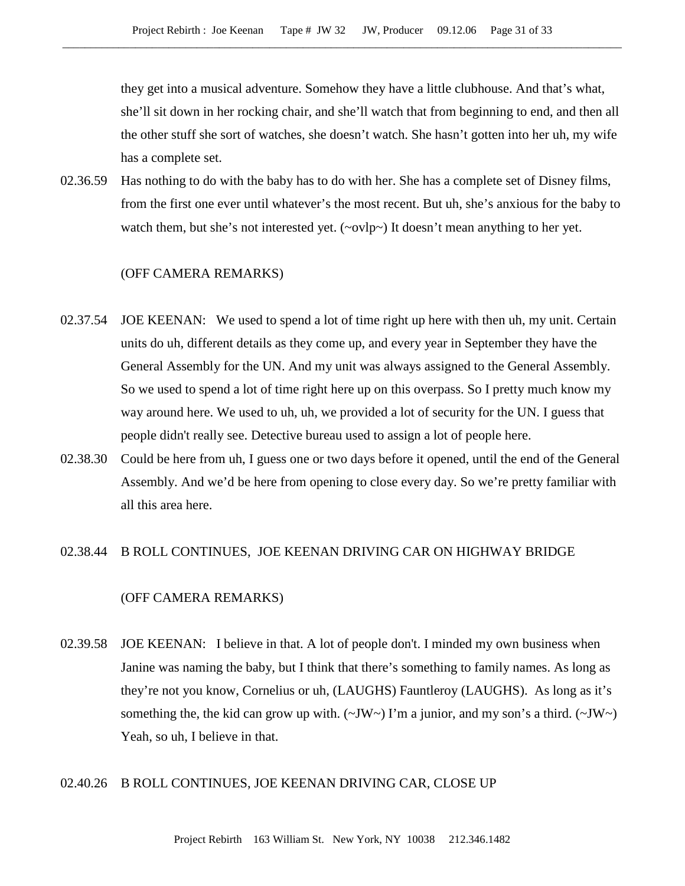they get into a musical adventure. Somehow they have a little clubhouse. And that's what, she'll sit down in her rocking chair, and she'll watch that from beginning to end, and then all the other stuff she sort of watches, she doesn't watch. She hasn't gotten into her uh, my wife has a complete set.

02.36.59 Has nothing to do with the baby has to do with her. She has a complete set of Disney films, from the first one ever until whatever's the most recent. But uh, she's anxious for the baby to watch them, but she's not interested yet. (~ovlp~) It doesn't mean anything to her yet.

(OFF CAMERA REMARKS)

02.37.54 JOE KEENAN: We used to spend a lot of time right up here with then uh, my unit. Certain units do uh, different details as they come up, and every year in September they have the General Assembly for the UN. And my unit was always assigned to the General Assembly. So we used to spend a lot of time right here up on this overpass. So I pretty much know my way around here. We used to uh, uh, we provided a lot of security for the UN. I guess that people didn't really see. Detective bureau used to assign a lot of people here.

02.38.30 Could be here from uh, I guess one or two days before it opened, until the end of the General Assembly. And we'd be here from opening to close every day. So we're pretty familiar with all this area here.

02.38.44 B ROLL CONTINUES, JOE KEENAN DRIVING CAR ON HIGHWAY BRIDGE

(OFF CAMERA REMARKS)

02.39.58 JOE KEENAN: I believe in that. A lot of people don't. I minded my own business when Janine was naming the baby, but I think that there's something to family names. As long as they're not you know, Cornelius or uh, (LAUGHS) Fauntleroy (LAUGHS). As long as it's something the, the kid can grow up with. (~JW~) I'm a junior, and my son's a third. (~JW~) Yeah, so uh, I believe in that.

02.40.26 B ROLL CONTINUES, JOE KEENAN DRIVING CAR, CLOSE UP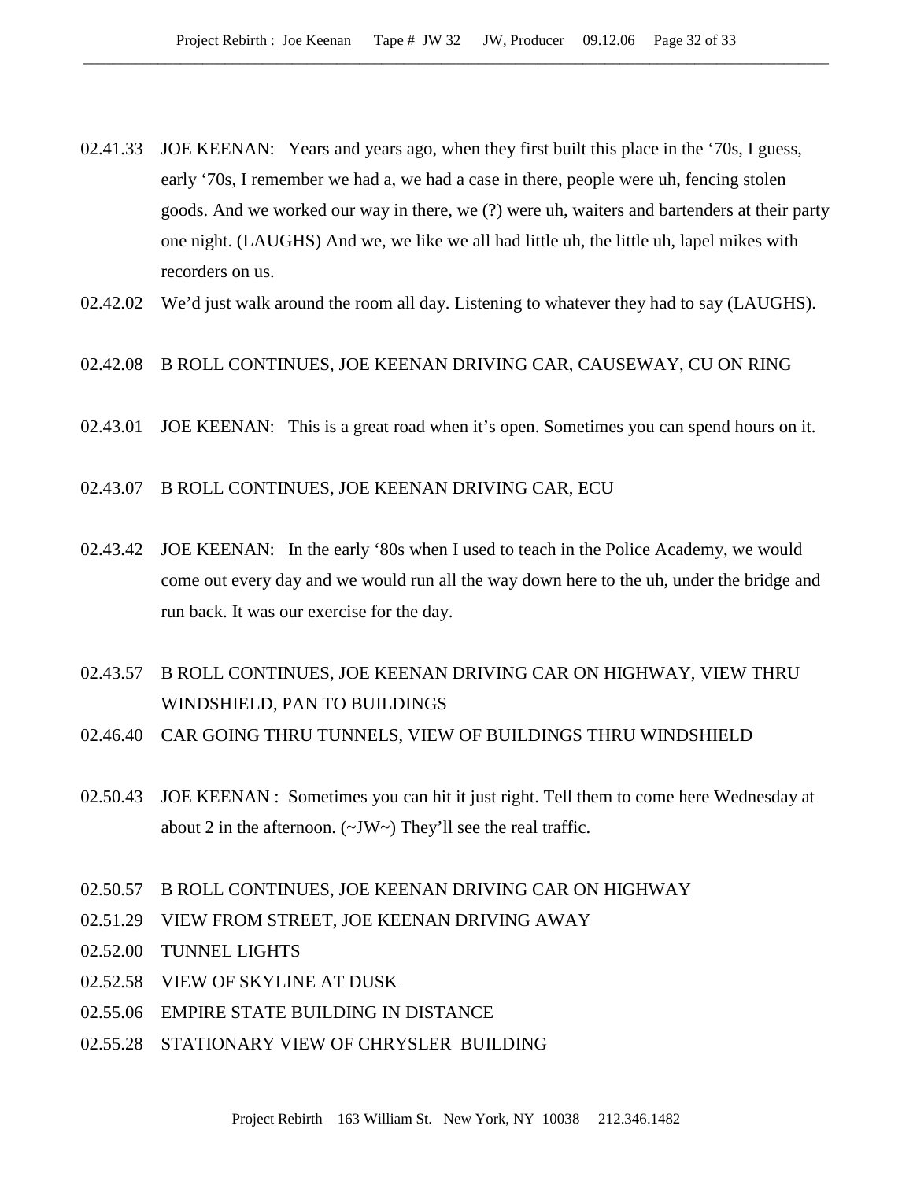02.41.33 JOE KEENAN: Years and years ago, when they first built this place in the ‘70s, I guess, early ‘70s, I remember we had a, we had a case in there, people were uh, fencing stolen goods. And we worked our way in there, we (?) were uh, waiters and bartenders at their party one night. (LAUGHS) And we, we like we all had little uh, the little uh, lapel mikes with recorders on us.

02.42.02 We’d just walk around the room all day. Listening to whatever they had to say (LAUGHS).

02.42.08 B ROLL CONTINUES, JOE KEENAN DRIVING CAR, CAUSEWAY, CU ON RING

02.43.01 JOE KEENAN: This is a great road when it’s open. Sometimes you can spend hours on it.

02.43.07 B ROLL CONTINUES, JOE KEENAN DRIVING CAR, ECU

02.43.42 JOE KEENAN: In the early ‘80s when I used to teach in the Police Academy, we would come out every day and we would run all the way down here to the uh, under the bridge and run back. It was our exercise for the day.

02.43.57 B ROLL CONTINUES, JOE KEENAN DRIVING CAR ON HIGHWAY, VIEW THRU WINDSHIELD, PAN TO BUILDINGS

02.46.40 CAR GOING THRU TUNNELS, VIEW OF BUILDINGS THRU WINDSHIELD

02.50.43 JOE KEENAN : Sometimes you can hit it just right. Tell them to come here Wednesday at about 2 in the afternoon. (~JW~) They’ll see the real traffic.

02.50.57 B ROLL CONTINUES, JOE KEENAN DRIVING CAR ON HIGHWAY

02.51.29 VIEW FROM STREET, JOE KEENAN DRIVING AWAY

02.52.00 TUNNEL LIGHTS

02.52.58 VIEW OF SKYLINE AT DUSK

02.55.06 EMPIRE STATE BUILDING IN DISTANCE

02.55.28 STATIONARY VIEW OF CHRYSLER BUILDING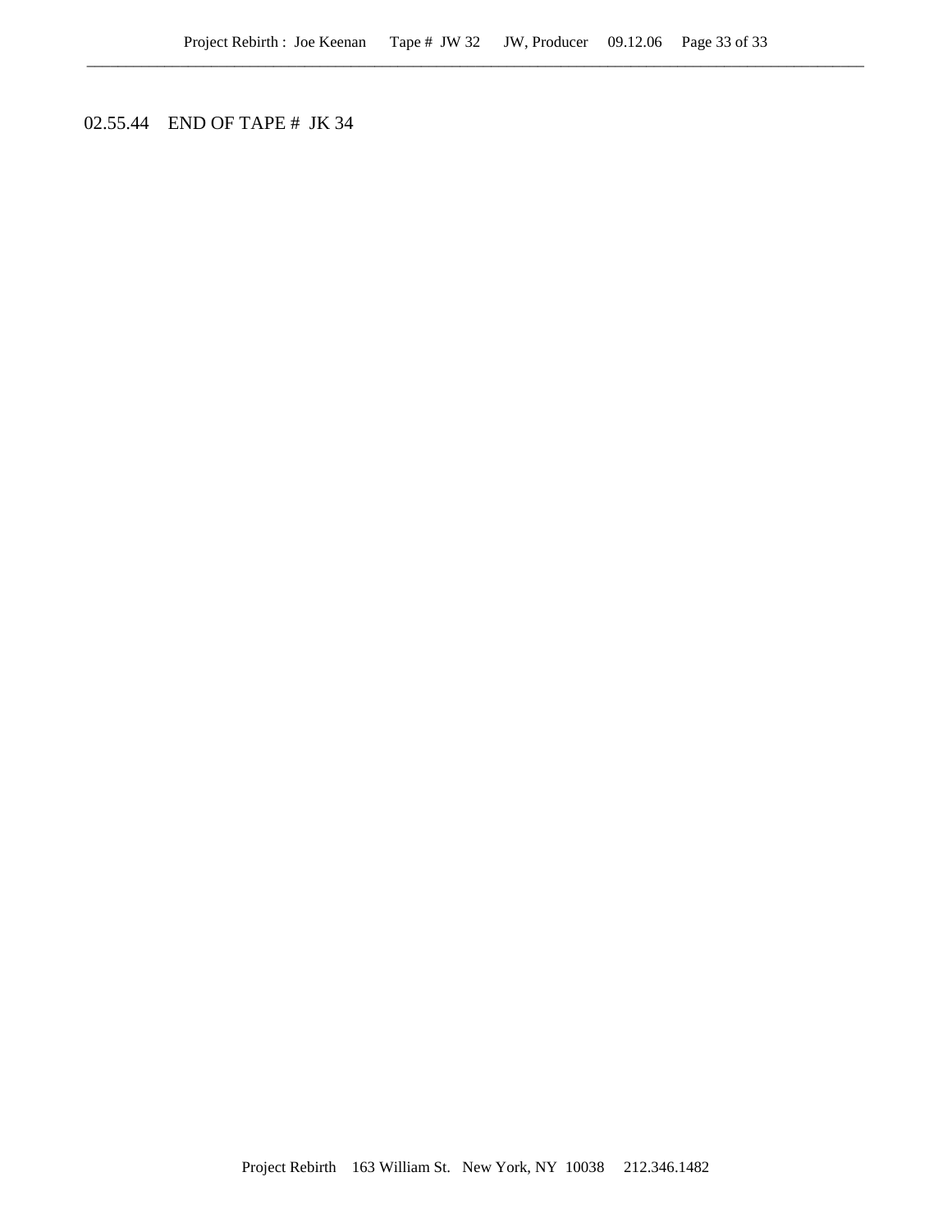02.55.44 END OF TAPE # JK 34